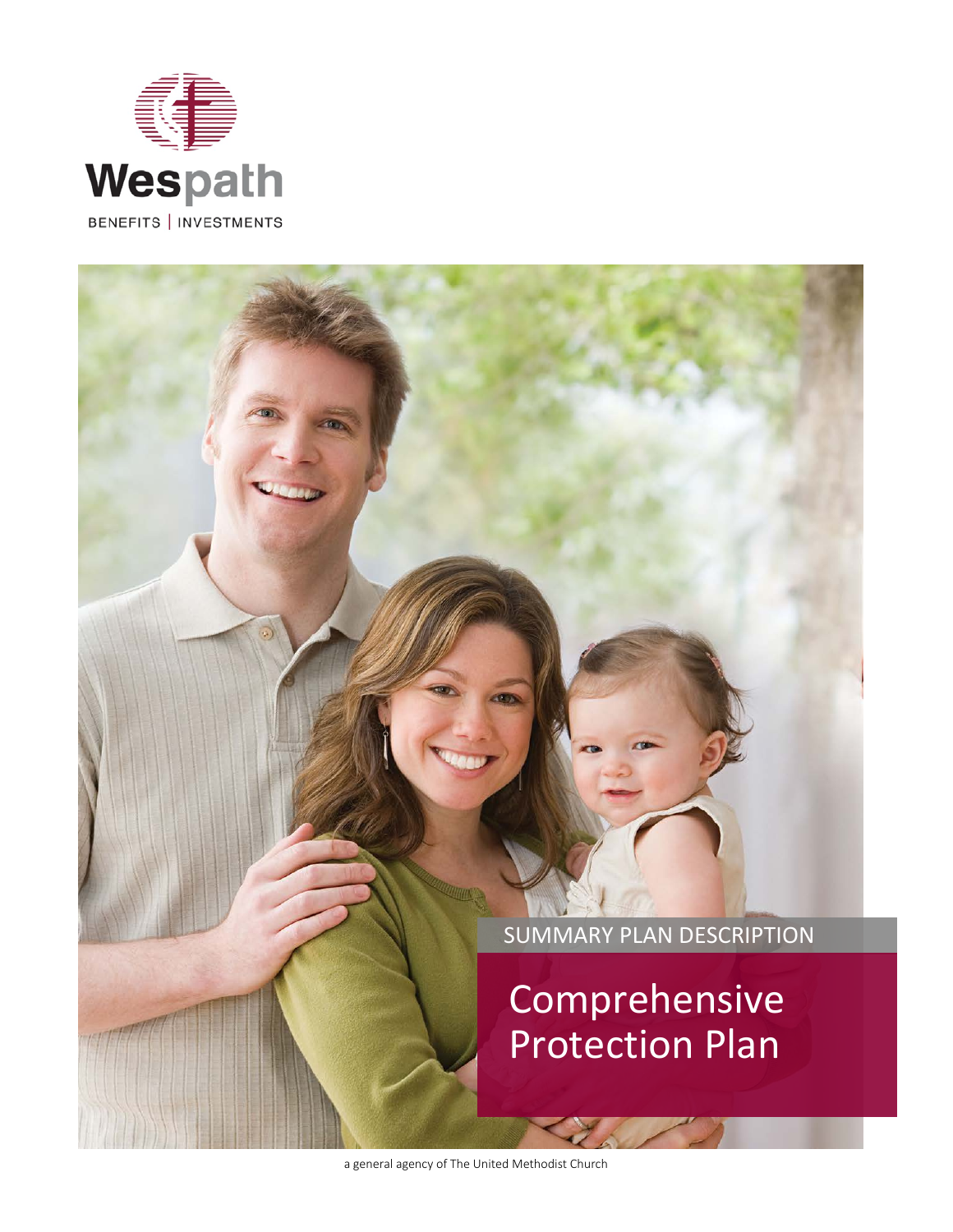Wespath

BENEFITS | INVESTMENTS

SUMMARY PLAN DESCRIPTION

# Comprehensive Protection Plan

a general agency of The United Methodist Church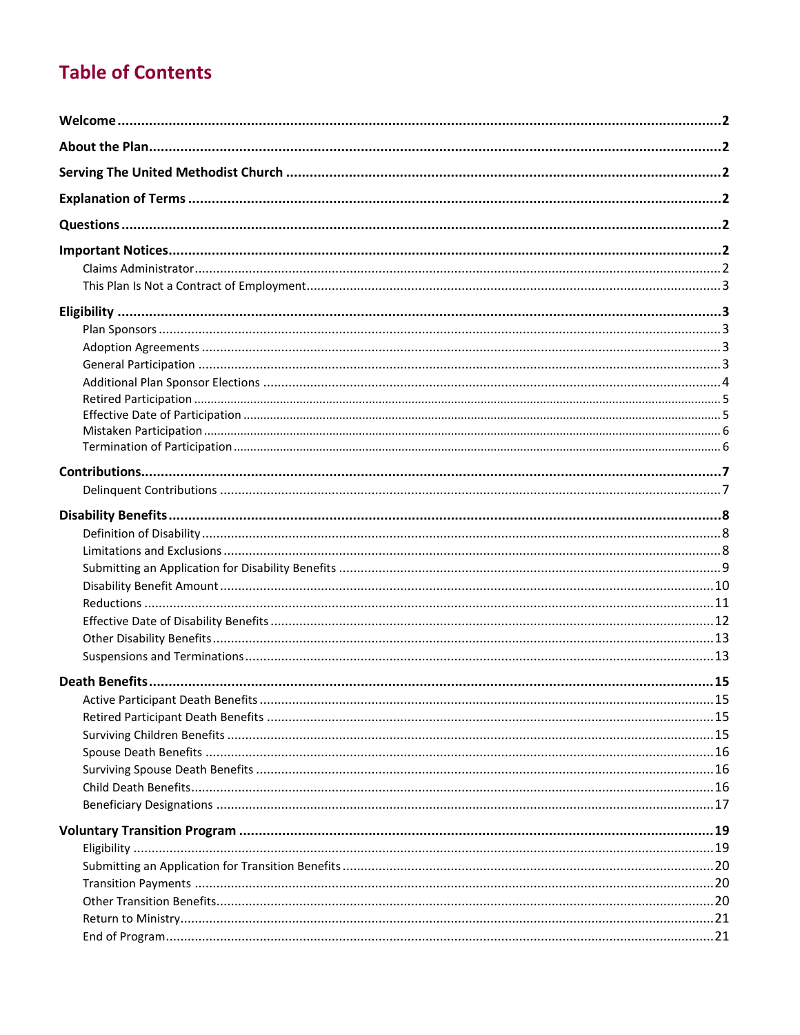# Table of Contents

**Welcome** ..... 2

**About the Plan** ..... 2

**Serving The United Methodist Church** ..... 2

**Explanation of Terms** ..... 2

**Questions** ..... 2

**Important Notices** ..... 2
- Claims Administrator ..... 2
- This Plan Is Not a Contract of Employment ..... 3

**Eligibility** ..... 3
- Plan Sponsors ..... 3
- Adoption Agreements ..... 3
- General Participation ..... 3
- Additional Plan Sponsor Elections ..... 4
- Retired Participation ..... 5
- Effective Date of Participation ..... 5
- Mistaken Participation ..... 6
- Termination of Participation ..... 6

**Contributions** ..... 7
- Delinquent Contributions ..... 7

**Disability Benefits** ..... 8
- Definition of Disability ..... 8
- Limitations and Exclusions ..... 8
- Submitting an Application for Disability Benefits ..... 9
- Disability Benefit Amount ..... 10
- Reductions ..... 11
- Effective Date of Disability Benefits ..... 12
- Other Disability Benefits ..... 13
- Suspensions and Terminations ..... 13

**Death Benefits** ..... 15
- Active Participant Death Benefits ..... 15
- Retired Participant Death Benefits ..... 15
- Surviving Children Benefits ..... 15
- Spouse Death Benefits ..... 16
- Surviving Spouse Death Benefits ..... 16
- Child Death Benefits ..... 16
- Beneficiary Designations ..... 17

**Voluntary Transition Program** ..... 19
- Eligibility ..... 19
- Submitting an Application for Transition Benefits ..... 20
- Transition Payments ..... 20
- Other Transition Benefits ..... 20
- Return to Ministry ..... 21
- End of Program ..... 21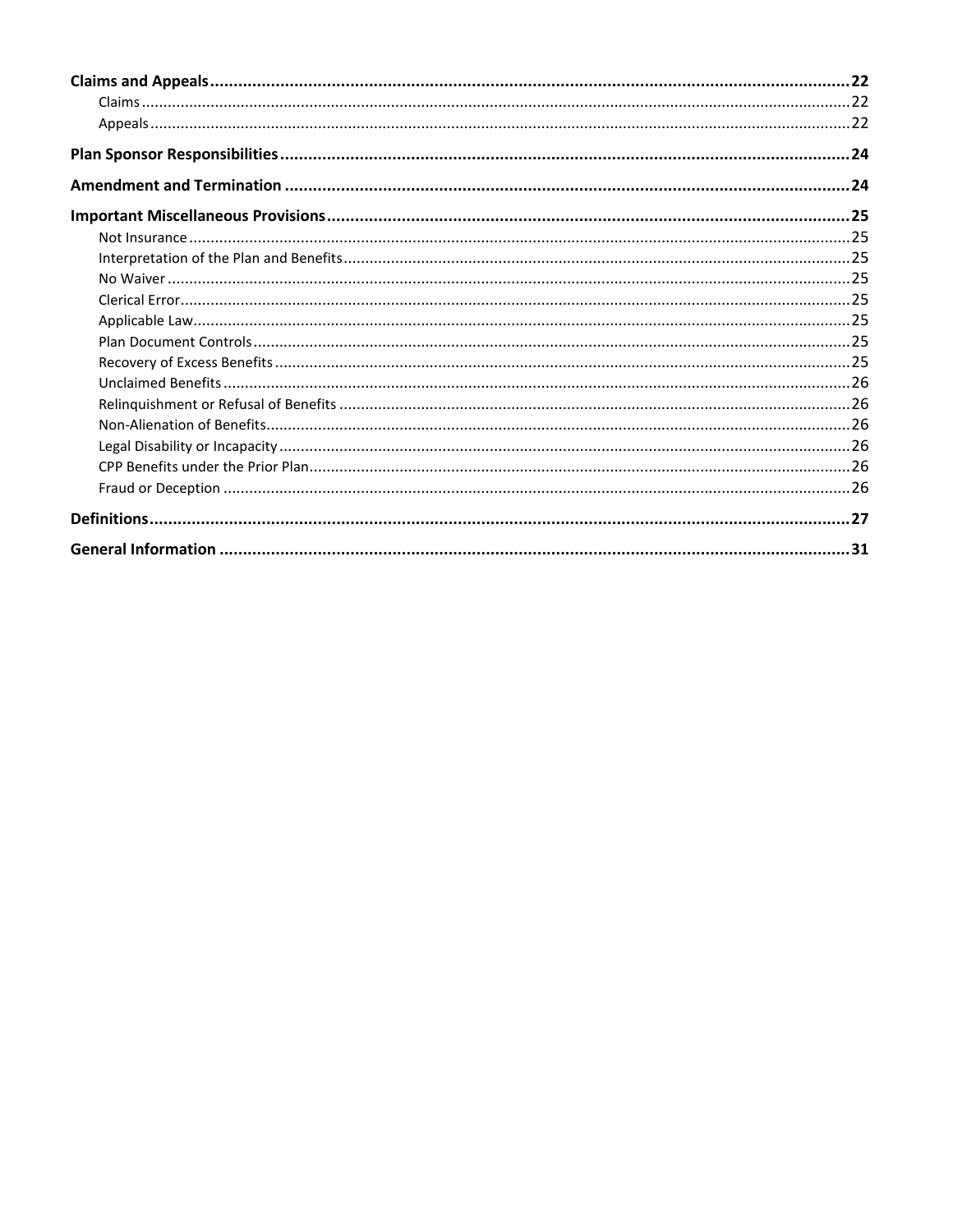**Claims and Appeals** ........................................................ **22**

Claims ........................................................ 22

Appeals ........................................................ 22

**Plan Sponsor Responsibilities** ........................................................ **24**

**Amendment and Termination** ........................................................ **24**

**Important Miscellaneous Provisions** ........................................................ **25**

Not Insurance ........................................................ 25

Interpretation of the Plan and Benefits ........................................................ 25

No Waiver ........................................................ 25

Clerical Error ........................................................ 25

Applicable Law ........................................................ 25

Plan Document Controls ........................................................ 25

Recovery of Excess Benefits ........................................................ 25

Unclaimed Benefits ........................................................ 26

Relinquishment or Refusal of Benefits ........................................................ 26

Non-Alienation of Benefits ........................................................ 26

Legal Disability or Incapacity ........................................................ 26

CPP Benefits under the Prior Plan ........................................................ 26

Fraud or Deception ........................................................ 26

**Definitions** ........................................................ **27**

**General Information** ........................................................ **31**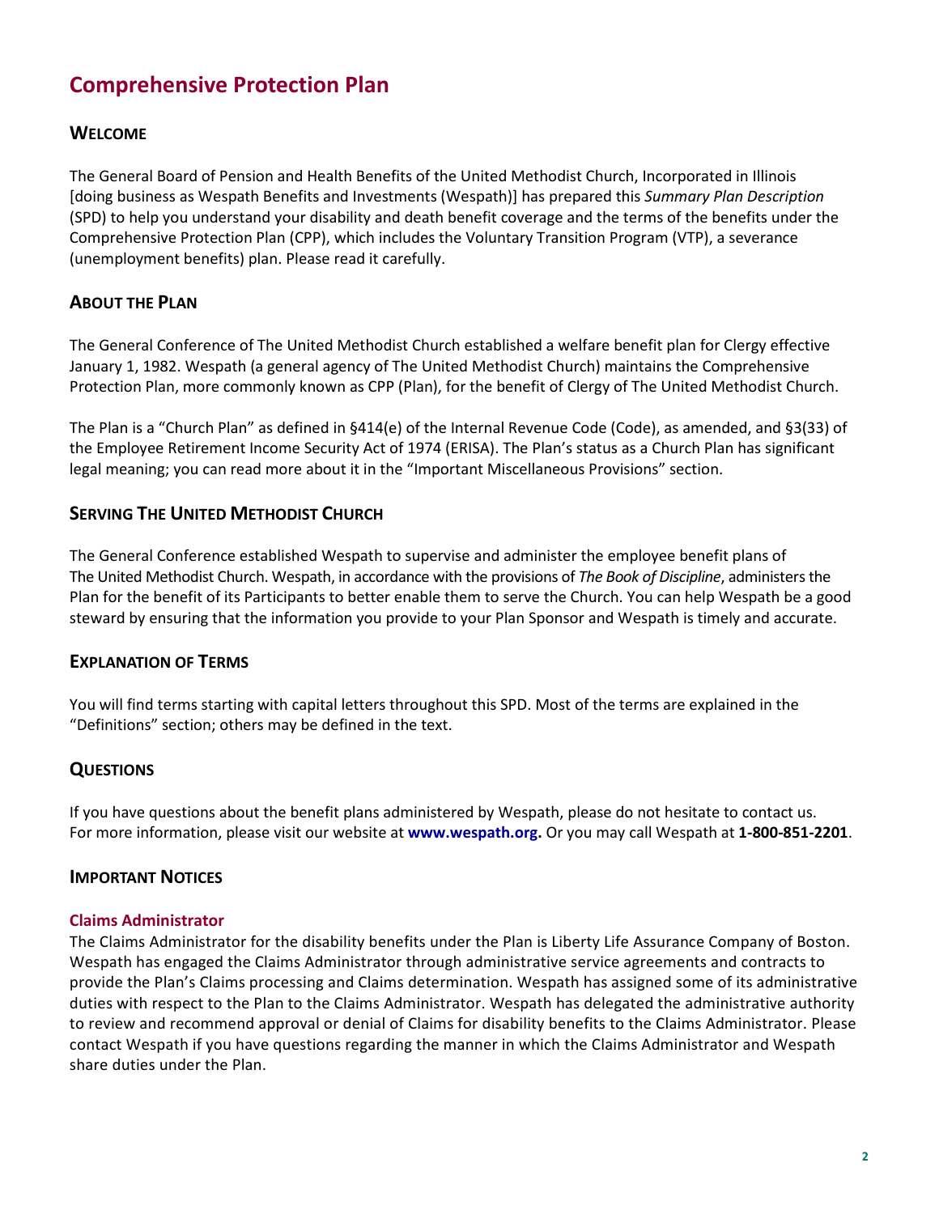# Comprehensive Protection Plan

## Welcome

The General Board of Pension and Health Benefits of the United Methodist Church, Incorporated in Illinois [doing business as Wespath Benefits and Investments (Wespath)] has prepared this *Summary Plan Description* (SPD) to help you understand your disability and death benefit coverage and the terms of the benefits under the Comprehensive Protection Plan (CPP), which includes the Voluntary Transition Program (VTP), a severance (unemployment benefits) plan. Please read it carefully.

## About the Plan

The General Conference of The United Methodist Church established a welfare benefit plan for Clergy effective January 1, 1982. Wespath (a general agency of The United Methodist Church) maintains the Comprehensive Protection Plan, more commonly known as CPP (Plan), for the benefit of Clergy of The United Methodist Church.

The Plan is a "Church Plan" as defined in §414(e) of the Internal Revenue Code (Code), as amended, and §3(33) of the Employee Retirement Income Security Act of 1974 (ERISA). The Plan's status as a Church Plan has significant legal meaning; you can read more about it in the "Important Miscellaneous Provisions" section.

## Serving The United Methodist Church

The General Conference established Wespath to supervise and administer the employee benefit plans of The United Methodist Church. Wespath, in accordance with the provisions of *The Book of Discipline*, administers the Plan for the benefit of its Participants to better enable them to serve the Church. You can help Wespath be a good steward by ensuring that the information you provide to your Plan Sponsor and Wespath is timely and accurate.

## Explanation of Terms

You will find terms starting with capital letters throughout this SPD. Most of the terms are explained in the "Definitions" section; others may be defined in the text.

## Questions

If you have questions about the benefit plans administered by Wespath, please do not hesitate to contact us. For more information, please visit our website at **www.wespath.org.** Or you may call Wespath at **1-800-851-2201**.

## Important Notices

### Claims Administrator

The Claims Administrator for the disability benefits under the Plan is Liberty Life Assurance Company of Boston. Wespath has engaged the Claims Administrator through administrative service agreements and contracts to provide the Plan's Claims processing and Claims determination. Wespath has assigned some of its administrative duties with respect to the Plan to the Claims Administrator. Wespath has delegated the administrative authority to review and recommend approval or denial of Claims for disability benefits to the Claims Administrator. Please contact Wespath if you have questions regarding the manner in which the Claims Administrator and Wespath share duties under the Plan.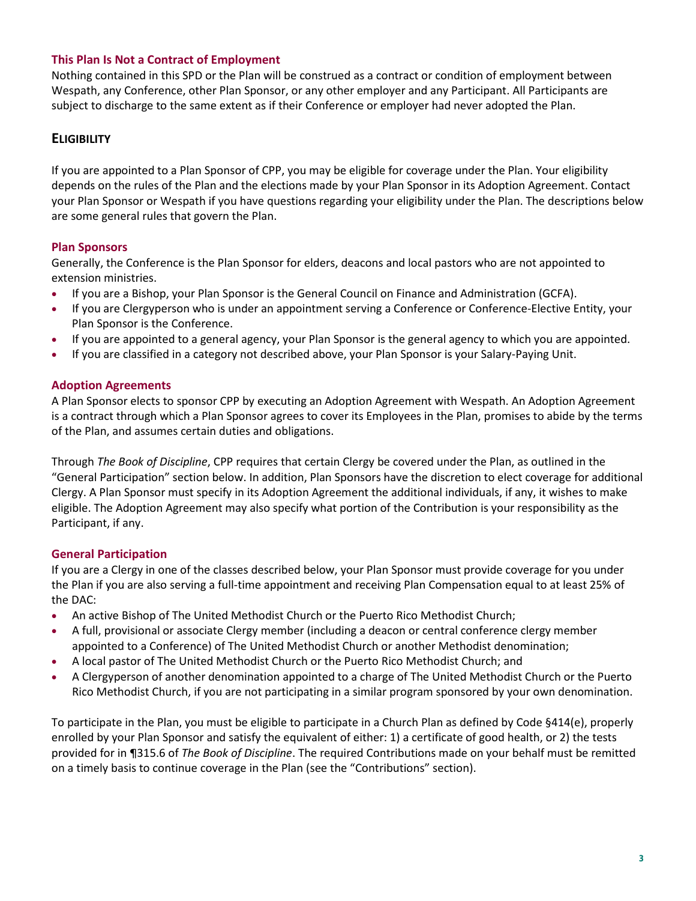### This Plan Is Not a Contract of Employment

Nothing contained in this SPD or the Plan will be construed as a contract or condition of employment between Wespath, any Conference, other Plan Sponsor, or any other employer and any Participant. All Participants are subject to discharge to the same extent as if their Conference or employer had never adopted the Plan.

## ELIGIBILITY

If you are appointed to a Plan Sponsor of CPP, you may be eligible for coverage under the Plan. Your eligibility depends on the rules of the Plan and the elections made by your Plan Sponsor in its Adoption Agreement. Contact your Plan Sponsor or Wespath if you have questions regarding your eligibility under the Plan. The descriptions below are some general rules that govern the Plan.

### Plan Sponsors

Generally, the Conference is the Plan Sponsor for elders, deacons and local pastors who are not appointed to extension ministries.

- If you are a Bishop, your Plan Sponsor is the General Council on Finance and Administration (GCFA).
- If you are Clergyperson who is under an appointment serving a Conference or Conference-Elective Entity, your Plan Sponsor is the Conference.
- If you are appointed to a general agency, your Plan Sponsor is the general agency to which you are appointed.
- If you are classified in a category not described above, your Plan Sponsor is your Salary-Paying Unit.

### Adoption Agreements

A Plan Sponsor elects to sponsor CPP by executing an Adoption Agreement with Wespath. An Adoption Agreement is a contract through which a Plan Sponsor agrees to cover its Employees in the Plan, promises to abide by the terms of the Plan, and assumes certain duties and obligations.

Through *The Book of Discipline*, CPP requires that certain Clergy be covered under the Plan, as outlined in the "General Participation" section below. In addition, Plan Sponsors have the discretion to elect coverage for additional Clergy. A Plan Sponsor must specify in its Adoption Agreement the additional individuals, if any, it wishes to make eligible. The Adoption Agreement may also specify what portion of the Contribution is your responsibility as the Participant, if any.

### General Participation

If you are a Clergy in one of the classes described below, your Plan Sponsor must provide coverage for you under the Plan if you are also serving a full-time appointment and receiving Plan Compensation equal to at least 25% of the DAC:

- An active Bishop of The United Methodist Church or the Puerto Rico Methodist Church;
- A full, provisional or associate Clergy member (including a deacon or central conference clergy member appointed to a Conference) of The United Methodist Church or another Methodist denomination;
- A local pastor of The United Methodist Church or the Puerto Rico Methodist Church; and
- A Clergyperson of another denomination appointed to a charge of The United Methodist Church or the Puerto Rico Methodist Church, if you are not participating in a similar program sponsored by your own denomination.

To participate in the Plan, you must be eligible to participate in a Church Plan as defined by Code §414(e), properly enrolled by your Plan Sponsor and satisfy the equivalent of either: 1) a certificate of good health, or 2) the tests provided for in ¶315.6 of *The Book of Discipline*. The required Contributions made on your behalf must be remitted on a timely basis to continue coverage in the Plan (see the "Contributions" section).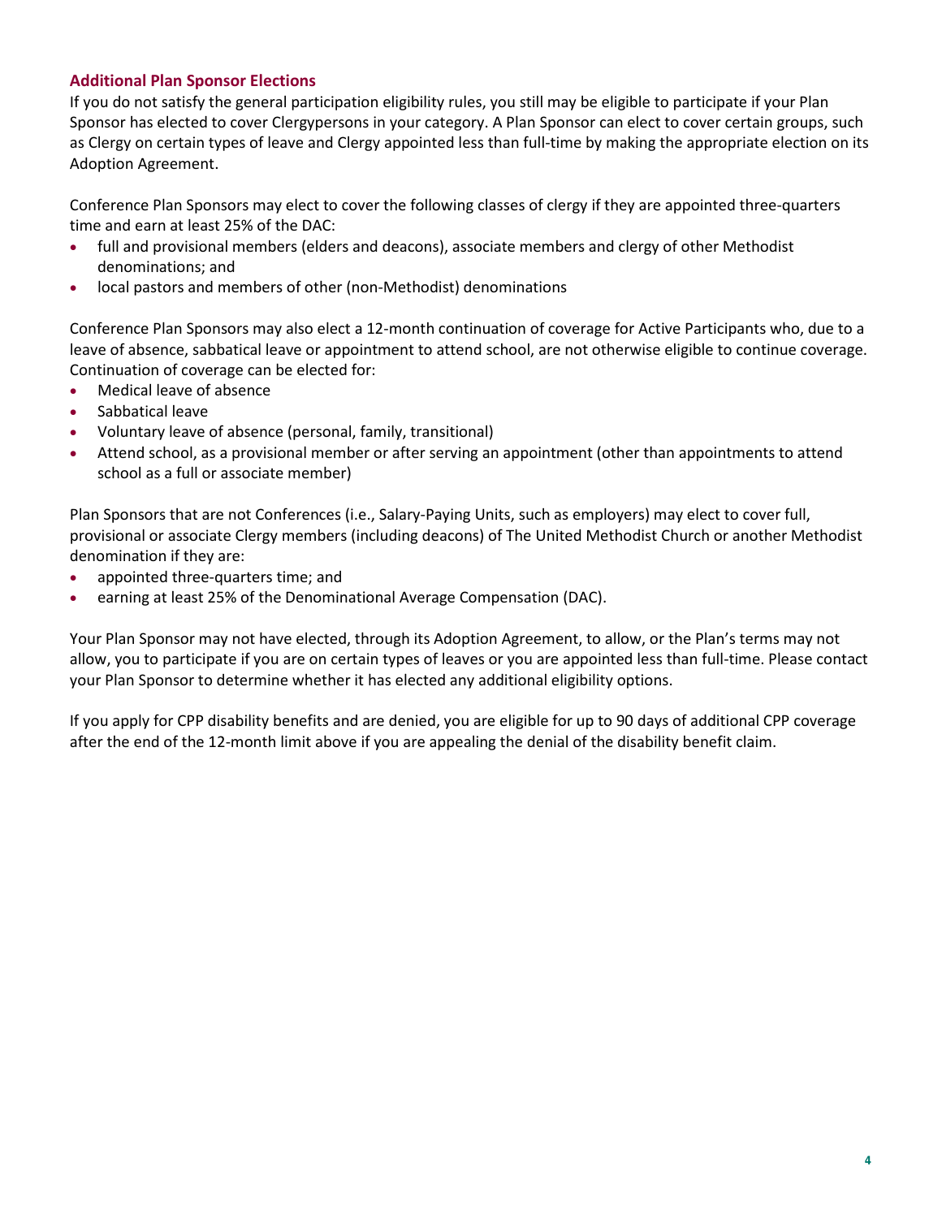### Additional Plan Sponsor Elections

If you do not satisfy the general participation eligibility rules, you still may be eligible to participate if your Plan Sponsor has elected to cover Clergypersons in your category. A Plan Sponsor can elect to cover certain groups, such as Clergy on certain types of leave and Clergy appointed less than full-time by making the appropriate election on its Adoption Agreement.

Conference Plan Sponsors may elect to cover the following classes of clergy if they are appointed three-quarters time and earn at least 25% of the DAC:

- full and provisional members (elders and deacons), associate members and clergy of other Methodist denominations; and
- local pastors and members of other (non-Methodist) denominations

Conference Plan Sponsors may also elect a 12-month continuation of coverage for Active Participants who, due to a leave of absence, sabbatical leave or appointment to attend school, are not otherwise eligible to continue coverage. Continuation of coverage can be elected for:

- Medical leave of absence
- Sabbatical leave
- Voluntary leave of absence (personal, family, transitional)
- Attend school, as a provisional member or after serving an appointment (other than appointments to attend school as a full or associate member)

Plan Sponsors that are not Conferences (i.e., Salary-Paying Units, such as employers) may elect to cover full, provisional or associate Clergy members (including deacons) of The United Methodist Church or another Methodist denomination if they are:

- appointed three-quarters time; and
- earning at least 25% of the Denominational Average Compensation (DAC).

Your Plan Sponsor may not have elected, through its Adoption Agreement, to allow, or the Plan's terms may not allow, you to participate if you are on certain types of leaves or you are appointed less than full-time. Please contact your Plan Sponsor to determine whether it has elected any additional eligibility options.

If you apply for CPP disability benefits and are denied, you are eligible for up to 90 days of additional CPP coverage after the end of the 12-month limit above if you are appealing the denial of the disability benefit claim.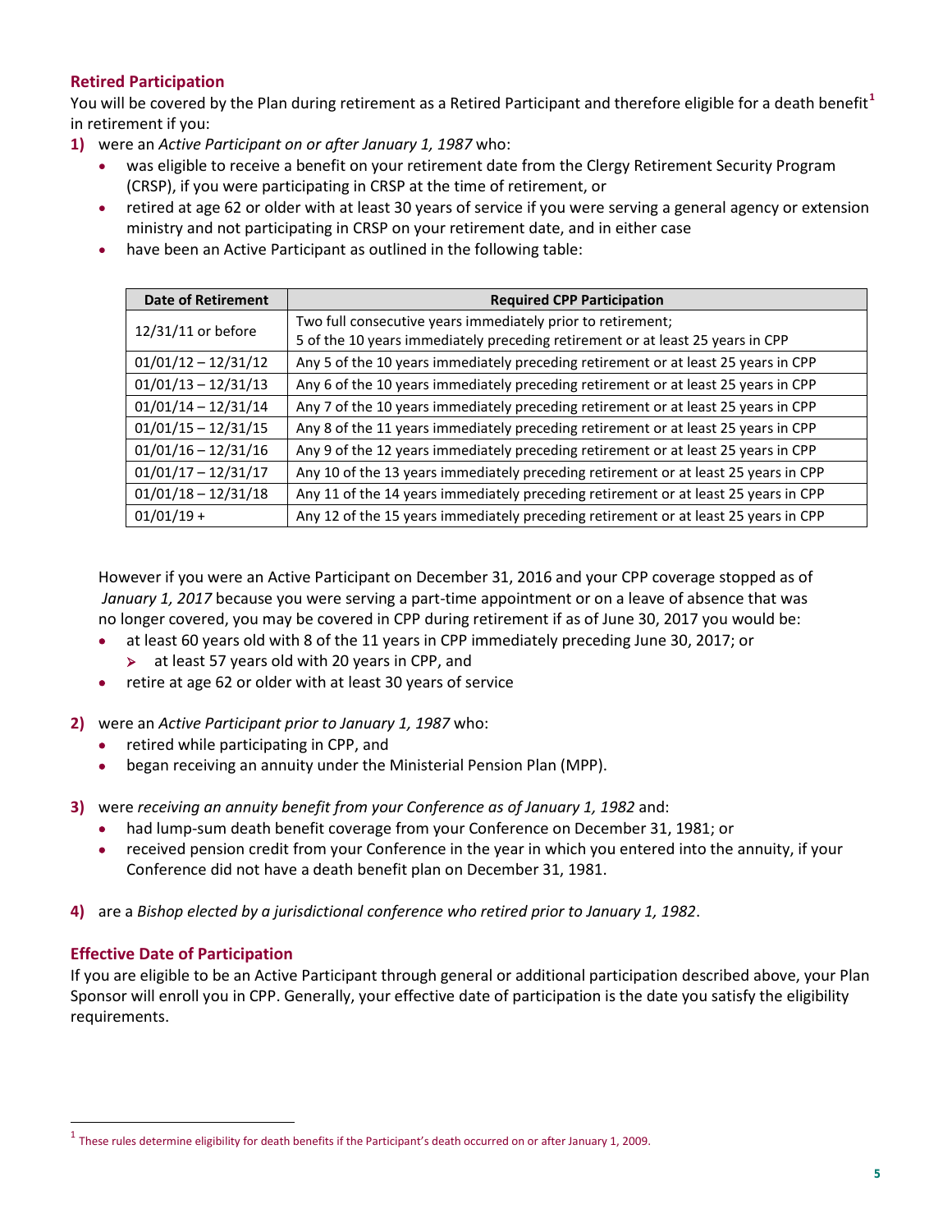### Retired Participation

You will be covered by the Plan during retirement as a Retired Participant and therefore eligible for a death benefit[1] in retirement if you:

**1)** were an *Active Participant on or after January 1, 1987* who:

- was eligible to receive a benefit on your retirement date from the Clergy Retirement Security Program (CRSP), if you were participating in CRSP at the time of retirement, or
- retired at age 62 or older with at least 30 years of service if you were serving a general agency or extension ministry and not participating in CRSP on your retirement date, and in either case
- have been an Active Participant as outlined in the following table:

| Date of Retirement | Required CPP Participation |
|---|---|
| 12/31/11 or before | Two full consecutive years immediately prior to retirement;<br>5 of the 10 years immediately preceding retirement or at least 25 years in CPP |
| 01/01/12 – 12/31/12 | Any 5 of the 10 years immediately preceding retirement or at least 25 years in CPP |
| 01/01/13 – 12/31/13 | Any 6 of the 10 years immediately preceding retirement or at least 25 years in CPP |
| 01/01/14 – 12/31/14 | Any 7 of the 10 years immediately preceding retirement or at least 25 years in CPP |
| 01/01/15 – 12/31/15 | Any 8 of the 11 years immediately preceding retirement or at least 25 years in CPP |
| 01/01/16 – 12/31/16 | Any 9 of the 12 years immediately preceding retirement or at least 25 years in CPP |
| 01/01/17 – 12/31/17 | Any 10 of the 13 years immediately preceding retirement or at least 25 years in CPP |
| 01/01/18 – 12/31/18 | Any 11 of the 14 years immediately preceding retirement or at least 25 years in CPP |
| 01/01/19 + | Any 12 of the 15 years immediately preceding retirement or at least 25 years in CPP |

However if you were an Active Participant on December 31, 2016 and your CPP coverage stopped as of *January 1, 2017* because you were serving a part-time appointment or on a leave of absence that was no longer covered, you may be covered in CPP during retirement if as of June 30, 2017 you would be:

- at least 60 years old with 8 of the 11 years in CPP immediately preceding June 30, 2017; or
  - at least 57 years old with 20 years in CPP, and
- retire at age 62 or older with at least 30 years of service

**2)** were an *Active Participant prior to January 1, 1987* who:

- retired while participating in CPP, and
- began receiving an annuity under the Ministerial Pension Plan (MPP).

**3)** were *receiving an annuity benefit from your Conference as of January 1, 1982* and:

- had lump-sum death benefit coverage from your Conference on December 31, 1981; or
- received pension credit from your Conference in the year in which you entered into the annuity, if your Conference did not have a death benefit plan on December 31, 1981.

**4)** are a *Bishop elected by a jurisdictional conference who retired prior to January 1, 1982*.

### Effective Date of Participation

If you are eligible to be an Active Participant through general or additional participation described above, your Plan Sponsor will enroll you in CPP. Generally, your effective date of participation is the date you satisfy the eligibility requirements.

[1] These rules determine eligibility for death benefits if the Participant's death occurred on or after January 1, 2009.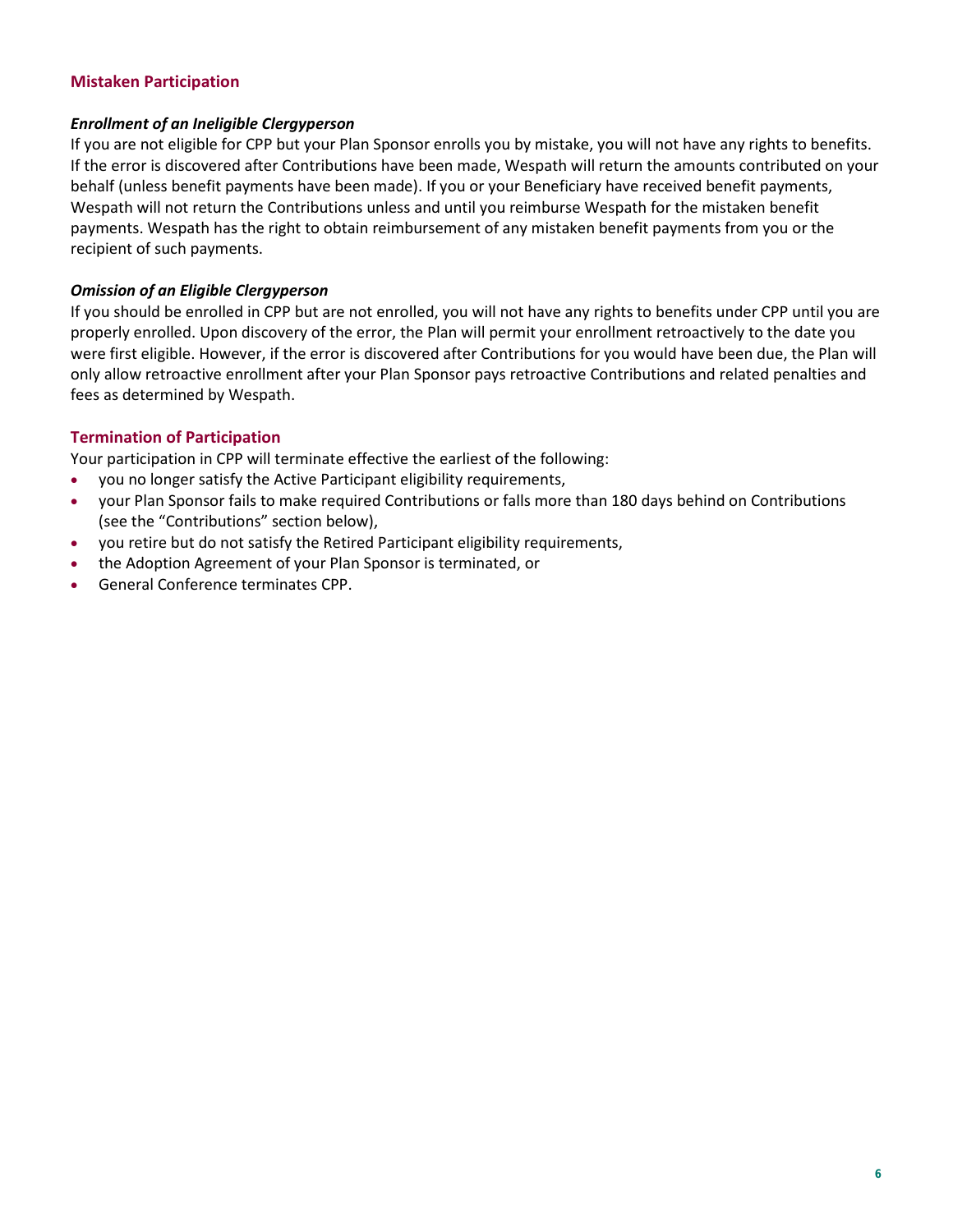## Mistaken Participation

### *Enrollment of an Ineligible Clergyperson*

If you are not eligible for CPP but your Plan Sponsor enrolls you by mistake, you will not have any rights to benefits. If the error is discovered after Contributions have been made, Wespath will return the amounts contributed on your behalf (unless benefit payments have been made). If you or your Beneficiary have received benefit payments, Wespath will not return the Contributions unless and until you reimburse Wespath for the mistaken benefit payments. Wespath has the right to obtain reimbursement of any mistaken benefit payments from you or the recipient of such payments.

### *Omission of an Eligible Clergyperson*

If you should be enrolled in CPP but are not enrolled, you will not have any rights to benefits under CPP until you are properly enrolled. Upon discovery of the error, the Plan will permit your enrollment retroactively to the date you were first eligible. However, if the error is discovered after Contributions for you would have been due, the Plan will only allow retroactive enrollment after your Plan Sponsor pays retroactive Contributions and related penalties and fees as determined by Wespath.

## Termination of Participation

Your participation in CPP will terminate effective the earliest of the following:

- you no longer satisfy the Active Participant eligibility requirements,
- your Plan Sponsor fails to make required Contributions or falls more than 180 days behind on Contributions (see the "Contributions" section below),
- you retire but do not satisfy the Retired Participant eligibility requirements,
- the Adoption Agreement of your Plan Sponsor is terminated, or
- General Conference terminates CPP.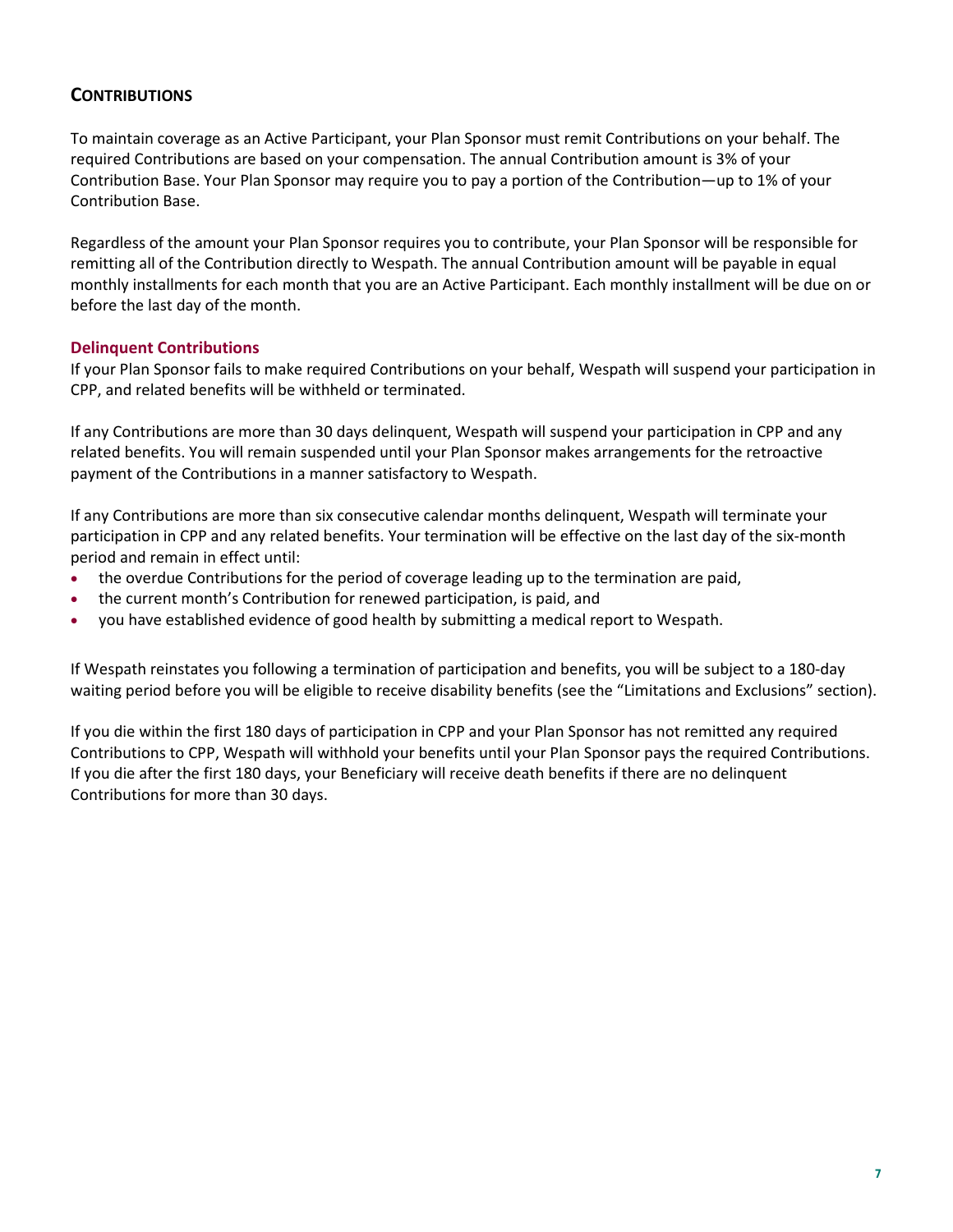## CONTRIBUTIONS

To maintain coverage as an Active Participant, your Plan Sponsor must remit Contributions on your behalf. The required Contributions are based on your compensation. The annual Contribution amount is 3% of your Contribution Base. Your Plan Sponsor may require you to pay a portion of the Contribution—up to 1% of your Contribution Base.

Regardless of the amount your Plan Sponsor requires you to contribute, your Plan Sponsor will be responsible for remitting all of the Contribution directly to Wespath. The annual Contribution amount will be payable in equal monthly installments for each month that you are an Active Participant. Each monthly installment will be due on or before the last day of the month.

### Delinquent Contributions

If your Plan Sponsor fails to make required Contributions on your behalf, Wespath will suspend your participation in CPP, and related benefits will be withheld or terminated.

If any Contributions are more than 30 days delinquent, Wespath will suspend your participation in CPP and any related benefits. You will remain suspended until your Plan Sponsor makes arrangements for the retroactive payment of the Contributions in a manner satisfactory to Wespath.

If any Contributions are more than six consecutive calendar months delinquent, Wespath will terminate your participation in CPP and any related benefits. Your termination will be effective on the last day of the six-month period and remain in effect until:

- the overdue Contributions for the period of coverage leading up to the termination are paid,
- the current month's Contribution for renewed participation, is paid, and
- you have established evidence of good health by submitting a medical report to Wespath.

If Wespath reinstates you following a termination of participation and benefits, you will be subject to a 180-day waiting period before you will be eligible to receive disability benefits (see the "Limitations and Exclusions" section).

If you die within the first 180 days of participation in CPP and your Plan Sponsor has not remitted any required Contributions to CPP, Wespath will withhold your benefits until your Plan Sponsor pays the required Contributions. If you die after the first 180 days, your Beneficiary will receive death benefits if there are no delinquent Contributions for more than 30 days.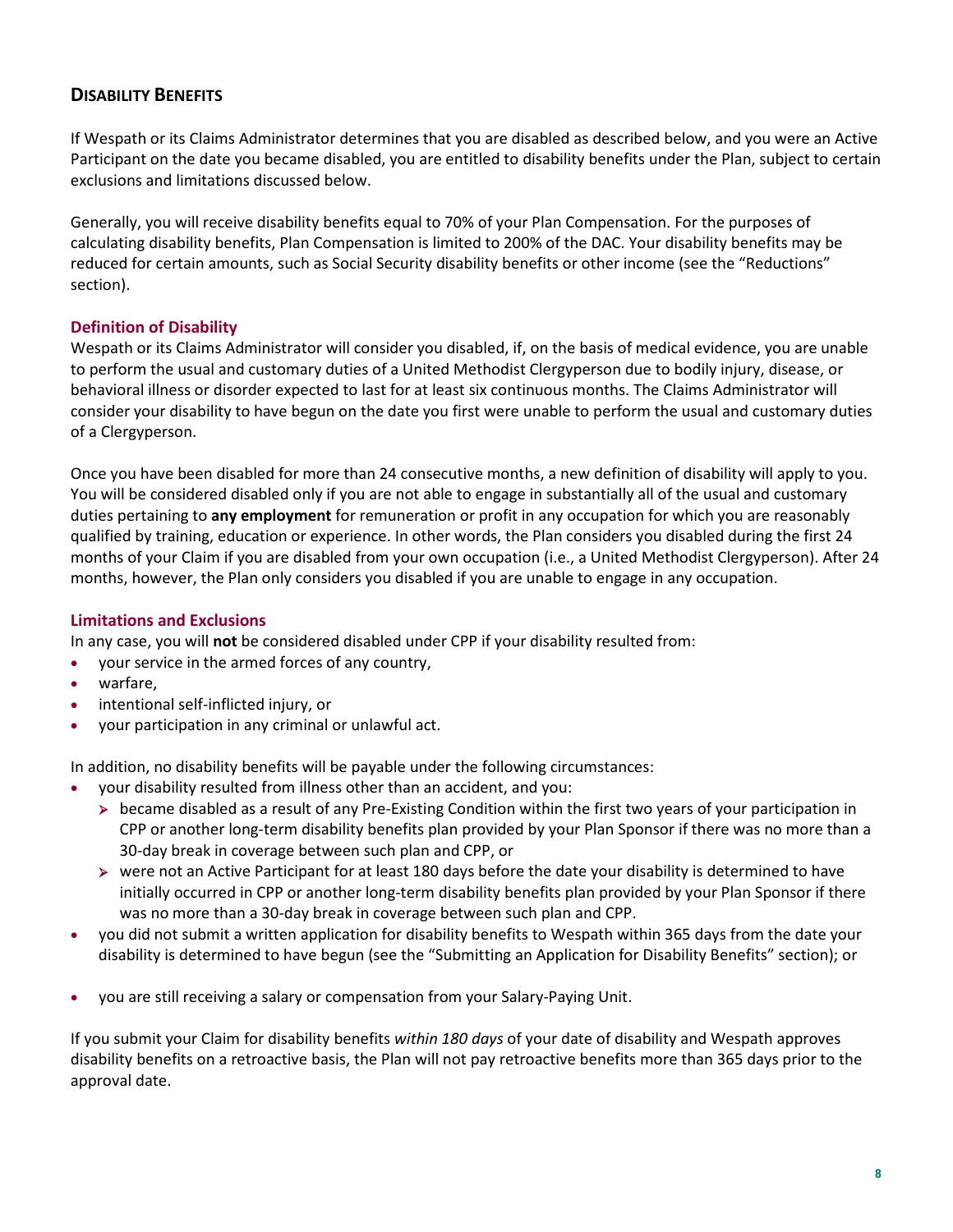## Disability Benefits

If Wespath or its Claims Administrator determines that you are disabled as described below, and you were an Active Participant on the date you became disabled, you are entitled to disability benefits under the Plan, subject to certain exclusions and limitations discussed below.

Generally, you will receive disability benefits equal to 70% of your Plan Compensation. For the purposes of calculating disability benefits, Plan Compensation is limited to 200% of the DAC. Your disability benefits may be reduced for certain amounts, such as Social Security disability benefits or other income (see the "Reductions" section).

### Definition of Disability

Wespath or its Claims Administrator will consider you disabled, if, on the basis of medical evidence, you are unable to perform the usual and customary duties of a United Methodist Clergyperson due to bodily injury, disease, or behavioral illness or disorder expected to last for at least six continuous months. The Claims Administrator will consider your disability to have begun on the date you first were unable to perform the usual and customary duties of a Clergyperson.

Once you have been disabled for more than 24 consecutive months, a new definition of disability will apply to you. You will be considered disabled only if you are not able to engage in substantially all of the usual and customary duties pertaining to **any employment** for remuneration or profit in any occupation for which you are reasonably qualified by training, education or experience. In other words, the Plan considers you disabled during the first 24 months of your Claim if you are disabled from your own occupation (i.e., a United Methodist Clergyperson). After 24 months, however, the Plan only considers you disabled if you are unable to engage in any occupation.

### Limitations and Exclusions

In any case, you will **not** be considered disabled under CPP if your disability resulted from:

- your service in the armed forces of any country,
- warfare,
- intentional self-inflicted injury, or
- your participation in any criminal or unlawful act.

In addition, no disability benefits will be payable under the following circumstances:

- your disability resulted from illness other than an accident, and you:
  - became disabled as a result of any Pre-Existing Condition within the first two years of your participation in CPP or another long-term disability benefits plan provided by your Plan Sponsor if there was no more than a 30-day break in coverage between such plan and CPP, or
  - were not an Active Participant for at least 180 days before the date your disability is determined to have initially occurred in CPP or another long-term disability benefits plan provided by your Plan Sponsor if there was no more than a 30-day break in coverage between such plan and CPP.
- you did not submit a written application for disability benefits to Wespath within 365 days from the date your disability is determined to have begun (see the "Submitting an Application for Disability Benefits" section); or
- you are still receiving a salary or compensation from your Salary-Paying Unit.

If you submit your Claim for disability benefits *within 180 days* of your date of disability and Wespath approves disability benefits on a retroactive basis, the Plan will not pay retroactive benefits more than 365 days prior to the approval date.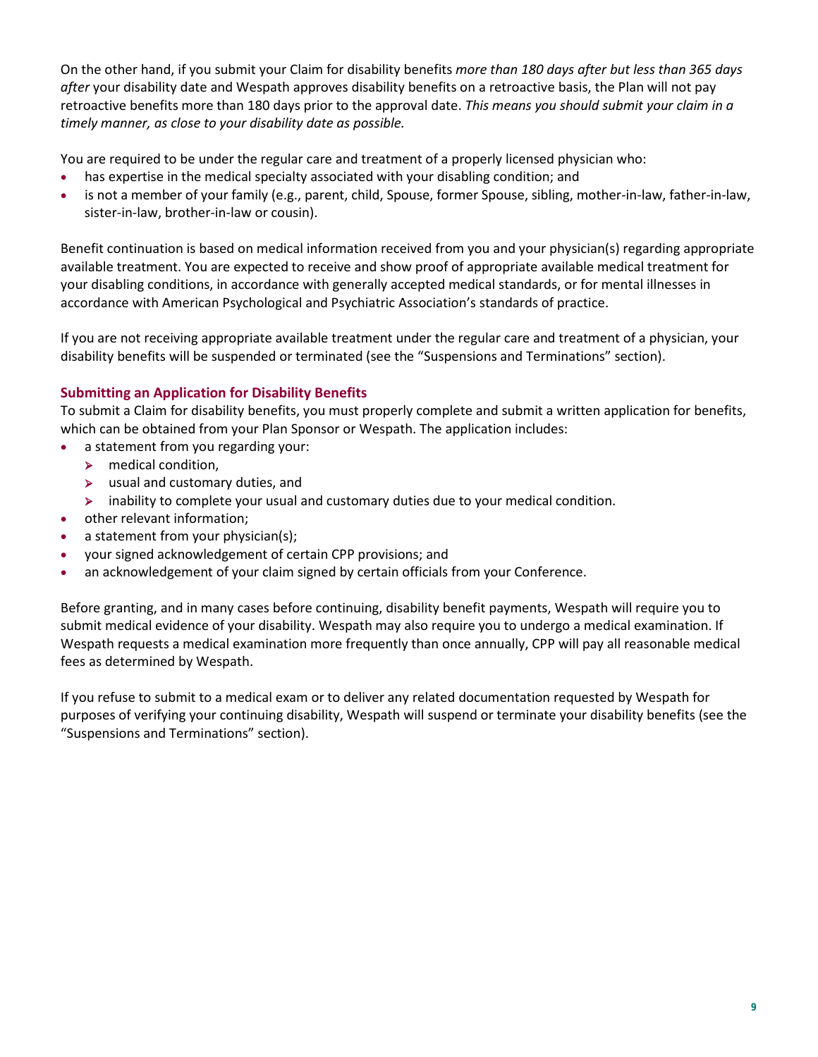On the other hand, if you submit your Claim for disability benefits *more than 180 days after but less than 365 days after* your disability date and Wespath approves disability benefits on a retroactive basis, the Plan will not pay retroactive benefits more than 180 days prior to the approval date. *This means you should submit your claim in a timely manner, as close to your disability date as possible.*

You are required to be under the regular care and treatment of a properly licensed physician who:

- has expertise in the medical specialty associated with your disabling condition; and
- is not a member of your family (e.g., parent, child, Spouse, former Spouse, sibling, mother-in-law, father-in-law, sister-in-law, brother-in-law or cousin).

Benefit continuation is based on medical information received from you and your physician(s) regarding appropriate available treatment. You are expected to receive and show proof of appropriate available medical treatment for your disabling conditions, in accordance with generally accepted medical standards, or for mental illnesses in accordance with American Psychological and Psychiatric Association's standards of practice.

If you are not receiving appropriate available treatment under the regular care and treatment of a physician, your disability benefits will be suspended or terminated (see the "Suspensions and Terminations" section).

### Submitting an Application for Disability Benefits

To submit a Claim for disability benefits, you must properly complete and submit a written application for benefits, which can be obtained from your Plan Sponsor or Wespath. The application includes:

- a statement from you regarding your:
  - medical condition,
  - usual and customary duties, and
  - inability to complete your usual and customary duties due to your medical condition.
- other relevant information;
- a statement from your physician(s);
- your signed acknowledgement of certain CPP provisions; and
- an acknowledgement of your claim signed by certain officials from your Conference.

Before granting, and in many cases before continuing, disability benefit payments, Wespath will require you to submit medical evidence of your disability. Wespath may also require you to undergo a medical examination. If Wespath requests a medical examination more frequently than once annually, CPP will pay all reasonable medical fees as determined by Wespath.

If you refuse to submit to a medical exam or to deliver any related documentation requested by Wespath for purposes of verifying your continuing disability, Wespath will suspend or terminate your disability benefits (see the "Suspensions and Terminations" section).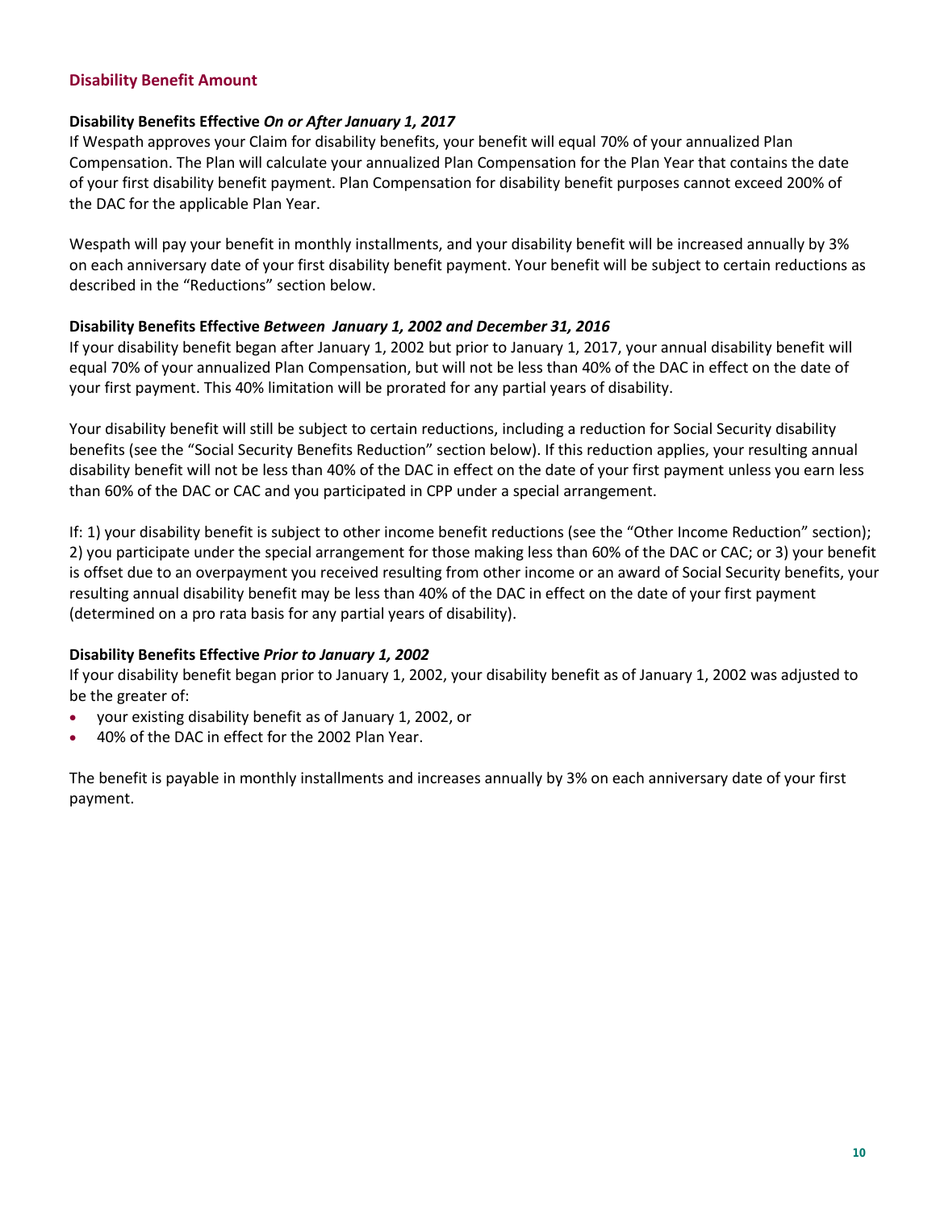## Disability Benefit Amount

**Disability Benefits Effective *On or After January 1, 2017***

If Wespath approves your Claim for disability benefits, your benefit will equal 70% of your annualized Plan Compensation. The Plan will calculate your annualized Plan Compensation for the Plan Year that contains the date of your first disability benefit payment. Plan Compensation for disability benefit purposes cannot exceed 200% of the DAC for the applicable Plan Year.

Wespath will pay your benefit in monthly installments, and your disability benefit will be increased annually by 3% on each anniversary date of your first disability benefit payment. Your benefit will be subject to certain reductions as described in the "Reductions" section below.

**Disability Benefits Effective *Between January 1, 2002 and December 31, 2016***

If your disability benefit began after January 1, 2002 but prior to January 1, 2017, your annual disability benefit will equal 70% of your annualized Plan Compensation, but will not be less than 40% of the DAC in effect on the date of your first payment. This 40% limitation will be prorated for any partial years of disability.

Your disability benefit will still be subject to certain reductions, including a reduction for Social Security disability benefits (see the "Social Security Benefits Reduction" section below). If this reduction applies, your resulting annual disability benefit will not be less than 40% of the DAC in effect on the date of your first payment unless you earn less than 60% of the DAC or CAC and you participated in CPP under a special arrangement.

If: 1) your disability benefit is subject to other income benefit reductions (see the "Other Income Reduction" section); 2) you participate under the special arrangement for those making less than 60% of the DAC or CAC; or 3) your benefit is offset due to an overpayment you received resulting from other income or an award of Social Security benefits, your resulting annual disability benefit may be less than 40% of the DAC in effect on the date of your first payment (determined on a pro rata basis for any partial years of disability).

**Disability Benefits Effective *Prior to January 1, 2002***

If your disability benefit began prior to January 1, 2002, your disability benefit as of January 1, 2002 was adjusted to be the greater of:

- your existing disability benefit as of January 1, 2002, or
- 40% of the DAC in effect for the 2002 Plan Year.

The benefit is payable in monthly installments and increases annually by 3% on each anniversary date of your first payment.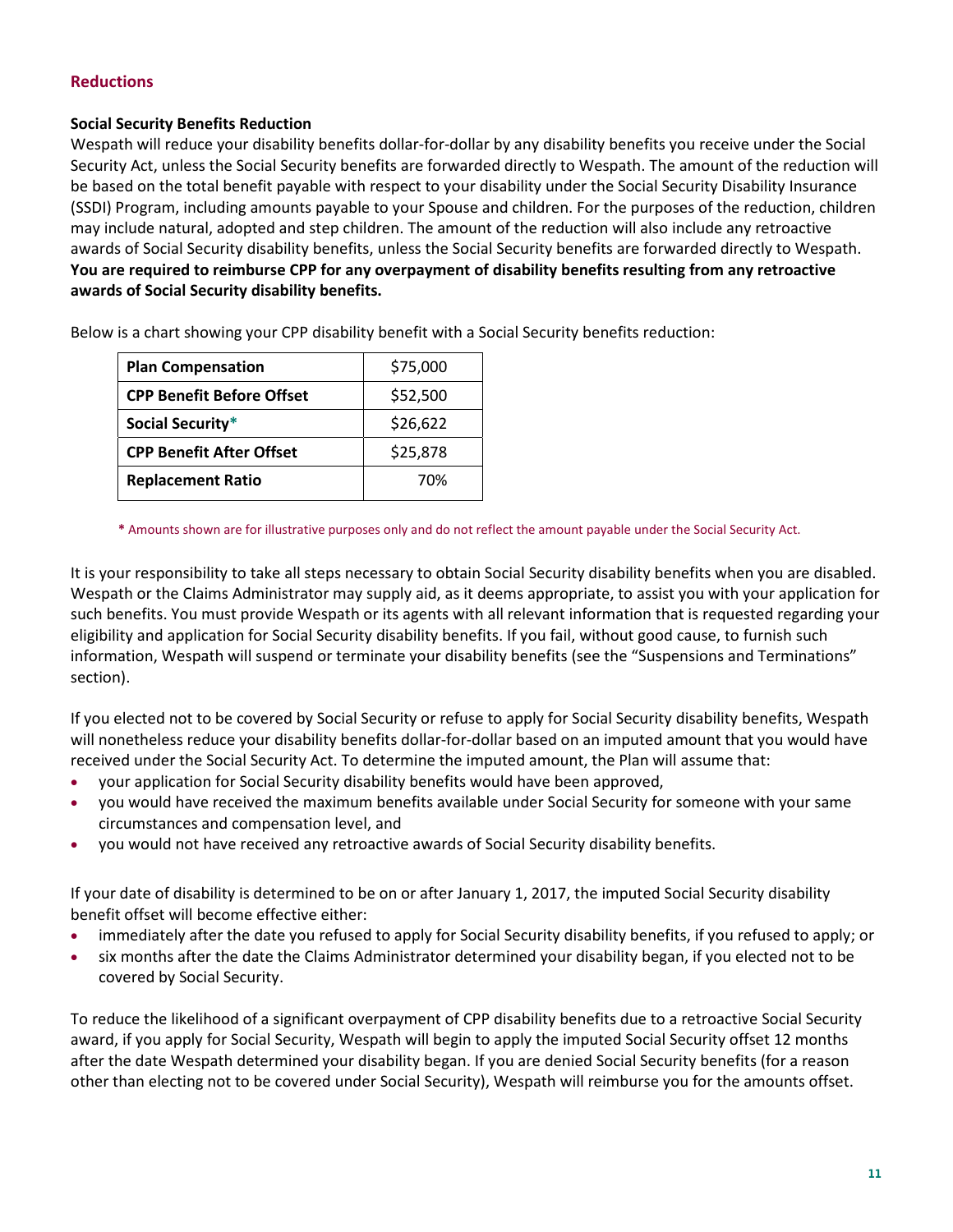## Reductions

**Social Security Benefits Reduction**

Wespath will reduce your disability benefits dollar-for-dollar by any disability benefits you receive under the Social Security Act, unless the Social Security benefits are forwarded directly to Wespath. The amount of the reduction will be based on the total benefit payable with respect to your disability under the Social Security Disability Insurance (SSDI) Program, including amounts payable to your Spouse and children. For the purposes of the reduction, children may include natural, adopted and step children. The amount of the reduction will also include any retroactive awards of Social Security disability benefits, unless the Social Security benefits are forwarded directly to Wespath. **You are required to reimburse CPP for any overpayment of disability benefits resulting from any retroactive awards of Social Security disability benefits.**

Below is a chart showing your CPP disability benefit with a Social Security benefits reduction:

| | |
|---|---|
| **Plan Compensation** | $75,000 |
| **CPP Benefit Before Offset** | $52,500 |
| **Social Security*** | $26,622 |
| **CPP Benefit After Offset** | $25,878 |
| **Replacement Ratio** | 70% |

* Amounts shown are for illustrative purposes only and do not reflect the amount payable under the Social Security Act.

It is your responsibility to take all steps necessary to obtain Social Security disability benefits when you are disabled. Wespath or the Claims Administrator may supply aid, as it deems appropriate, to assist you with your application for such benefits. You must provide Wespath or its agents with all relevant information that is requested regarding your eligibility and application for Social Security disability benefits. If you fail, without good cause, to furnish such information, Wespath will suspend or terminate your disability benefits (see the "Suspensions and Terminations" section).

If you elected not to be covered by Social Security or refuse to apply for Social Security disability benefits, Wespath will nonetheless reduce your disability benefits dollar-for-dollar based on an imputed amount that you would have received under the Social Security Act. To determine the imputed amount, the Plan will assume that:

- your application for Social Security disability benefits would have been approved,
- you would have received the maximum benefits available under Social Security for someone with your same circumstances and compensation level, and
- you would not have received any retroactive awards of Social Security disability benefits.

If your date of disability is determined to be on or after January 1, 2017, the imputed Social Security disability benefit offset will become effective either:

- immediately after the date you refused to apply for Social Security disability benefits, if you refused to apply; or
- six months after the date the Claims Administrator determined your disability began, if you elected not to be covered by Social Security.

To reduce the likelihood of a significant overpayment of CPP disability benefits due to a retroactive Social Security award, if you apply for Social Security, Wespath will begin to apply the imputed Social Security offset 12 months after the date Wespath determined your disability began. If you are denied Social Security benefits (for a reason other than electing not to be covered under Social Security), Wespath will reimburse you for the amounts offset.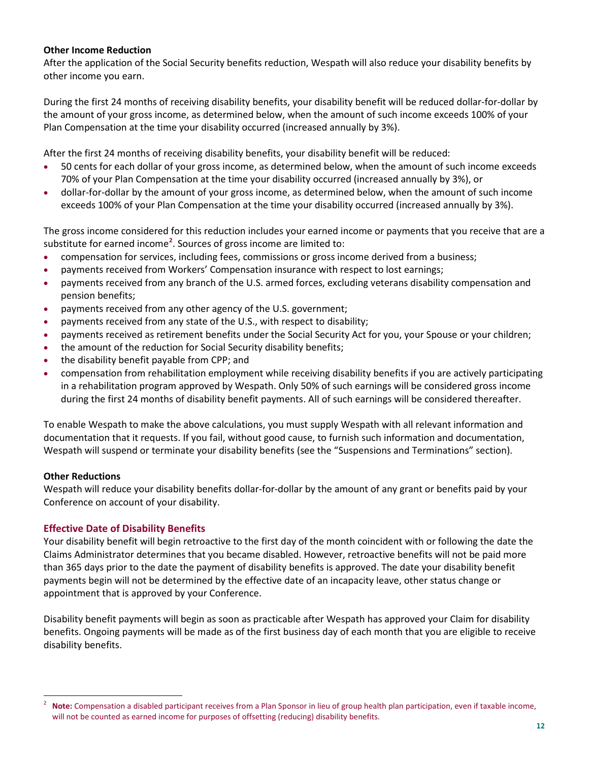**Other Income Reduction**

After the application of the Social Security benefits reduction, Wespath will also reduce your disability benefits by other income you earn.

During the first 24 months of receiving disability benefits, your disability benefit will be reduced dollar-for-dollar by the amount of your gross income, as determined below, when the amount of such income exceeds 100% of your Plan Compensation at the time your disability occurred (increased annually by 3%).

After the first 24 months of receiving disability benefits, your disability benefit will be reduced:

- 50 cents for each dollar of your gross income, as determined below, when the amount of such income exceeds 70% of your Plan Compensation at the time your disability occurred (increased annually by 3%), or
- dollar-for-dollar by the amount of your gross income, as determined below, when the amount of such income exceeds 100% of your Plan Compensation at the time your disability occurred (increased annually by 3%).

The gross income considered for this reduction includes your earned income or payments that you receive that are a substitute for earned income[2]. Sources of gross income are limited to:

- compensation for services, including fees, commissions or gross income derived from a business;
- payments received from Workers' Compensation insurance with respect to lost earnings;
- payments received from any branch of the U.S. armed forces, excluding veterans disability compensation and pension benefits;
- payments received from any other agency of the U.S. government;
- payments received from any state of the U.S., with respect to disability;
- payments received as retirement benefits under the Social Security Act for you, your Spouse or your children;
- the amount of the reduction for Social Security disability benefits;
- the disability benefit payable from CPP; and
- compensation from rehabilitation employment while receiving disability benefits if you are actively participating in a rehabilitation program approved by Wespath. Only 50% of such earnings will be considered gross income during the first 24 months of disability benefit payments. All of such earnings will be considered thereafter.

To enable Wespath to make the above calculations, you must supply Wespath with all relevant information and documentation that it requests. If you fail, without good cause, to furnish such information and documentation, Wespath will suspend or terminate your disability benefits (see the "Suspensions and Terminations" section).

**Other Reductions**

Wespath will reduce your disability benefits dollar-for-dollar by the amount of any grant or benefits paid by your Conference on account of your disability.

### Effective Date of Disability Benefits

Your disability benefit will begin retroactive to the first day of the month coincident with or following the date the Claims Administrator determines that you became disabled. However, retroactive benefits will not be paid more than 365 days prior to the date the payment of disability benefits is approved. The date your disability benefit payments begin will not be determined by the effective date of an incapacity leave, other status change or appointment that is approved by your Conference.

Disability benefit payments will begin as soon as practicable after Wespath has approved your Claim for disability benefits. Ongoing payments will be made as of the first business day of each month that you are eligible to receive disability benefits.

---

[2] **Note:** Compensation a disabled participant receives from a Plan Sponsor in lieu of group health plan participation, even if taxable income, will not be counted as earned income for purposes of offsetting (reducing) disability benefits.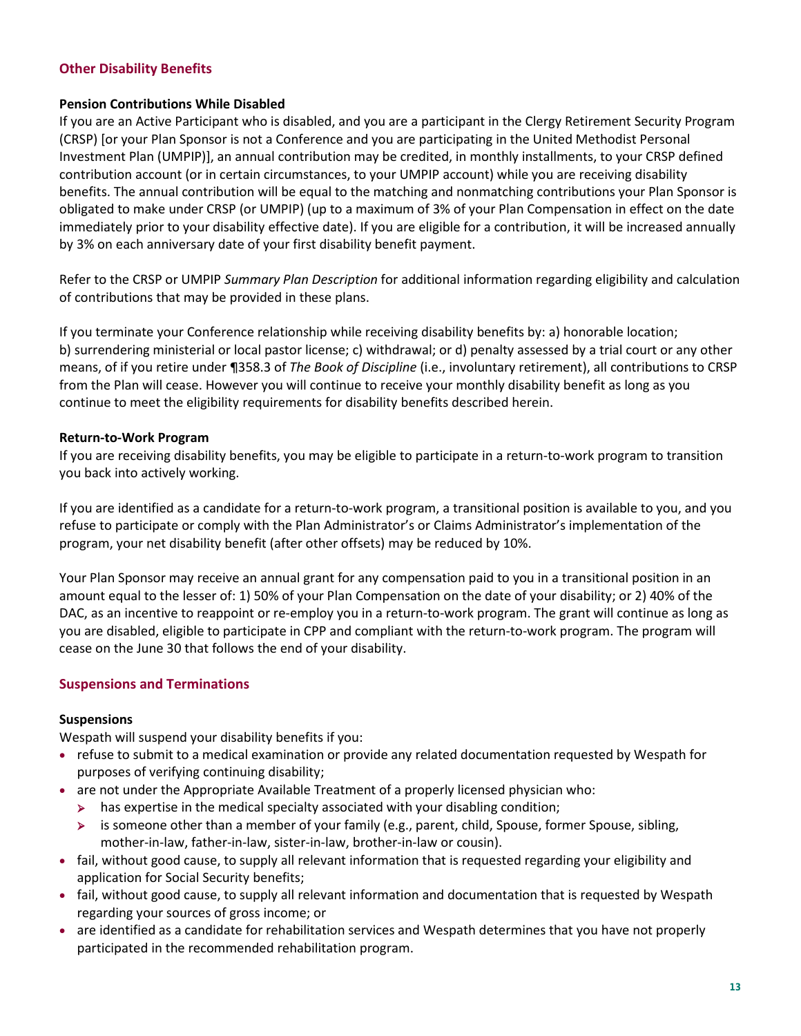## Other Disability Benefits

### Pension Contributions While Disabled

If you are an Active Participant who is disabled, and you are a participant in the Clergy Retirement Security Program (CRSP) [or your Plan Sponsor is not a Conference and you are participating in the United Methodist Personal Investment Plan (UMPIP)], an annual contribution may be credited, in monthly installments, to your CRSP defined contribution account (or in certain circumstances, to your UMPIP account) while you are receiving disability benefits. The annual contribution will be equal to the matching and nonmatching contributions your Plan Sponsor is obligated to make under CRSP (or UMPIP) (up to a maximum of 3% of your Plan Compensation in effect on the date immediately prior to your disability effective date). If you are eligible for a contribution, it will be increased annually by 3% on each anniversary date of your first disability benefit payment.

Refer to the CRSP or UMPIP *Summary Plan Description* for additional information regarding eligibility and calculation of contributions that may be provided in these plans.

If you terminate your Conference relationship while receiving disability benefits by: a) honorable location; b) surrendering ministerial or local pastor license; c) withdrawal; or d) penalty assessed by a trial court or any other means, of if you retire under ¶358.3 of *The Book of Discipline* (i.e., involuntary retirement), all contributions to CRSP from the Plan will cease. However you will continue to receive your monthly disability benefit as long as you continue to meet the eligibility requirements for disability benefits described herein.

### Return-to-Work Program

If you are receiving disability benefits, you may be eligible to participate in a return-to-work program to transition you back into actively working.

If you are identified as a candidate for a return-to-work program, a transitional position is available to you, and you refuse to participate or comply with the Plan Administrator's or Claims Administrator's implementation of the program, your net disability benefit (after other offsets) may be reduced by 10%.

Your Plan Sponsor may receive an annual grant for any compensation paid to you in a transitional position in an amount equal to the lesser of: 1) 50% of your Plan Compensation on the date of your disability; or 2) 40% of the DAC, as an incentive to reappoint or re-employ you in a return-to-work program. The grant will continue as long as you are disabled, eligible to participate in CPP and compliant with the return-to-work program. The program will cease on the June 30 that follows the end of your disability.

## Suspensions and Terminations

### Suspensions

Wespath will suspend your disability benefits if you:

- refuse to submit to a medical examination or provide any related documentation requested by Wespath for purposes of verifying continuing disability;
- are not under the Appropriate Available Treatment of a properly licensed physician who:
  - has expertise in the medical specialty associated with your disabling condition;
  - is someone other than a member of your family (e.g., parent, child, Spouse, former Spouse, sibling, mother-in-law, father-in-law, sister-in-law, brother-in-law or cousin).
- fail, without good cause, to supply all relevant information that is requested regarding your eligibility and application for Social Security benefits;
- fail, without good cause, to supply all relevant information and documentation that is requested by Wespath regarding your sources of gross income; or
- are identified as a candidate for rehabilitation services and Wespath determines that you have not properly participated in the recommended rehabilitation program.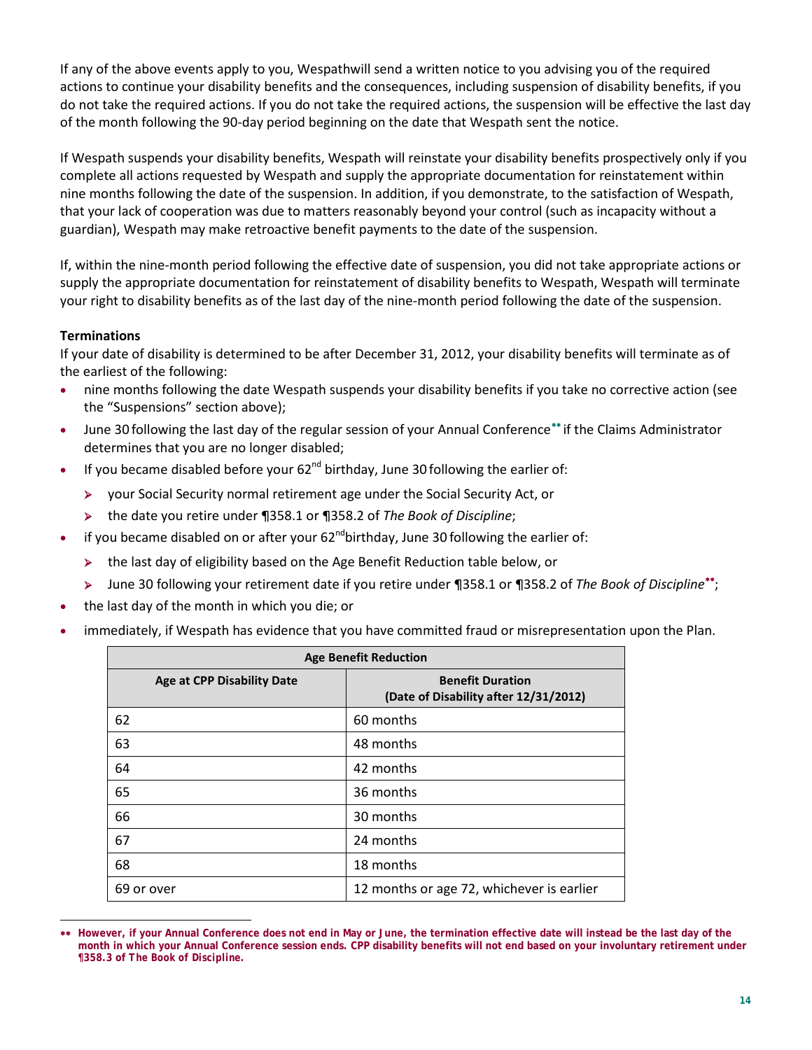If any of the above events apply to you, Wespathwill send a written notice to you advising you of the required actions to continue your disability benefits and the consequences, including suspension of disability benefits, if you do not take the required actions. If you do not take the required actions, the suspension will be effective the last day of the month following the 90-day period beginning on the date that Wespath sent the notice.

If Wespath suspends your disability benefits, Wespath will reinstate your disability benefits prospectively only if you complete all actions requested by Wespath and supply the appropriate documentation for reinstatement within nine months following the date of the suspension. In addition, if you demonstrate, to the satisfaction of Wespath, that your lack of cooperation was due to matters reasonably beyond your control (such as incapacity without a guardian), Wespath may make retroactive benefit payments to the date of the suspension.

If, within the nine-month period following the effective date of suspension, you did not take appropriate actions or supply the appropriate documentation for reinstatement of disability benefits to Wespath, Wespath will terminate your right to disability benefits as of the last day of the nine-month period following the date of the suspension.

**Terminations**

If your date of disability is determined to be after December 31, 2012, your disability benefits will terminate as of the earliest of the following:

- nine months following the date Wespath suspends your disability benefits if you take no corrective action (see the "Suspensions" section above);
- June 30 following the last day of the regular session of your Annual Conference** if the Claims Administrator determines that you are no longer disabled;
- If you became disabled before your 62nd birthday, June 30 following the earlier of:
  - your Social Security normal retirement age under the Social Security Act, or
  - the date you retire under ¶358.1 or ¶358.2 of *The Book of Discipline*;
- if you became disabled on or after your 62nd birthday, June 30 following the earlier of:
  - the last day of eligibility based on the Age Benefit Reduction table below, or
  - June 30 following your retirement date if you retire under ¶358.1 or ¶358.2 of *The Book of Discipline***;
- the last day of the month in which you die; or
- immediately, if Wespath has evidence that you have committed fraud or misrepresentation upon the Plan.

| Age Benefit Reduction | |
|---|---|
| **Age at CPP Disability Date** | **Benefit Duration (Date of Disability after 12/31/2012)** |
| 62 | 60 months |
| 63 | 48 months |
| 64 | 42 months |
| 65 | 36 months |
| 66 | 30 months |
| 67 | 24 months |
| 68 | 18 months |
| 69 or over | 12 months or age 72, whichever is earlier |

** **However, if your Annual Conference does not end in May or June, the termination effective date will instead be the last day of the month in which your Annual Conference session ends. CPP disability benefits will not end based on your involuntary retirement under ¶358.3 of The Book of Discipline.**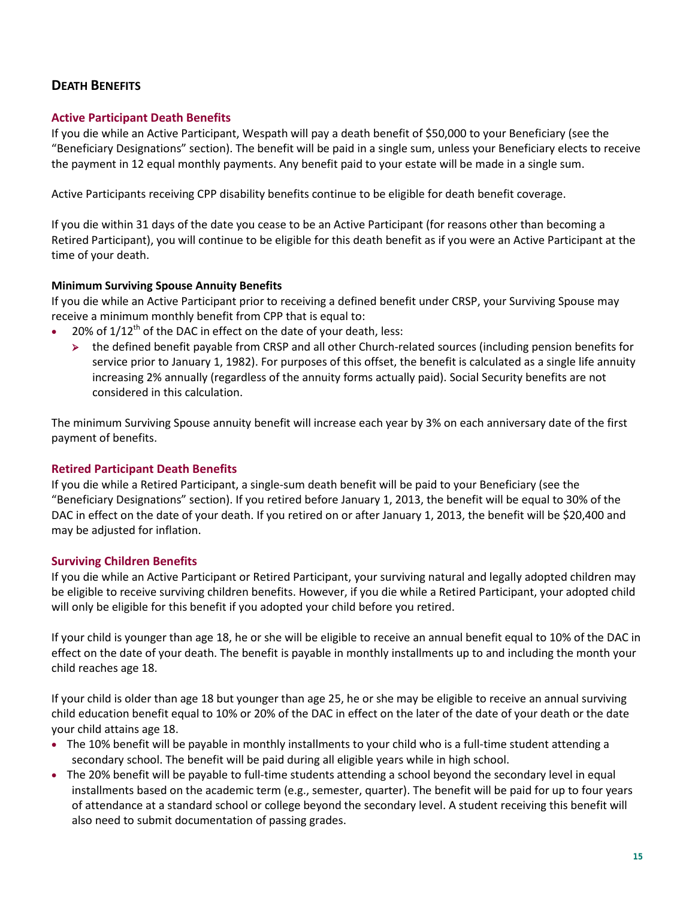## DEATH BENEFITS

### Active Participant Death Benefits

If you die while an Active Participant, Wespath will pay a death benefit of $50,000 to your Beneficiary (see the "Beneficiary Designations" section). The benefit will be paid in a single sum, unless your Beneficiary elects to receive the payment in 12 equal monthly payments. Any benefit paid to your estate will be made in a single sum.

Active Participants receiving CPP disability benefits continue to be eligible for death benefit coverage.

If you die within 31 days of the date you cease to be an Active Participant (for reasons other than becoming a Retired Participant), you will continue to be eligible for this death benefit as if you were an Active Participant at the time of your death.

**Minimum Surviving Spouse Annuity Benefits**

If you die while an Active Participant prior to receiving a defined benefit under CRSP, your Surviving Spouse may receive a minimum monthly benefit from CPP that is equal to:

- 20% of $1/12^{th}$ of the DAC in effect on the date of your death, less:
  - the defined benefit payable from CRSP and all other Church-related sources (including pension benefits for service prior to January 1, 1982). For purposes of this offset, the benefit is calculated as a single life annuity increasing 2% annually (regardless of the annuity forms actually paid). Social Security benefits are not considered in this calculation.

The minimum Surviving Spouse annuity benefit will increase each year by 3% on each anniversary date of the first payment of benefits.

### Retired Participant Death Benefits

If you die while a Retired Participant, a single-sum death benefit will be paid to your Beneficiary (see the "Beneficiary Designations" section). If you retired before January 1, 2013, the benefit will be equal to 30% of the DAC in effect on the date of your death. If you retired on or after January 1, 2013, the benefit will be $20,400 and may be adjusted for inflation.

### Surviving Children Benefits

If you die while an Active Participant or Retired Participant, your surviving natural and legally adopted children may be eligible to receive surviving children benefits. However, if you die while a Retired Participant, your adopted child will only be eligible for this benefit if you adopted your child before you retired.

If your child is younger than age 18, he or she will be eligible to receive an annual benefit equal to 10% of the DAC in effect on the date of your death. The benefit is payable in monthly installments up to and including the month your child reaches age 18.

If your child is older than age 18 but younger than age 25, he or she may be eligible to receive an annual surviving child education benefit equal to 10% or 20% of the DAC in effect on the later of the date of your death or the date your child attains age 18.

- The 10% benefit will be payable in monthly installments to your child who is a full-time student attending a secondary school. The benefit will be paid during all eligible years while in high school.
- The 20% benefit will be payable to full-time students attending a school beyond the secondary level in equal installments based on the academic term (e.g., semester, quarter). The benefit will be paid for up to four years of attendance at a standard school or college beyond the secondary level. A student receiving this benefit will also need to submit documentation of passing grades.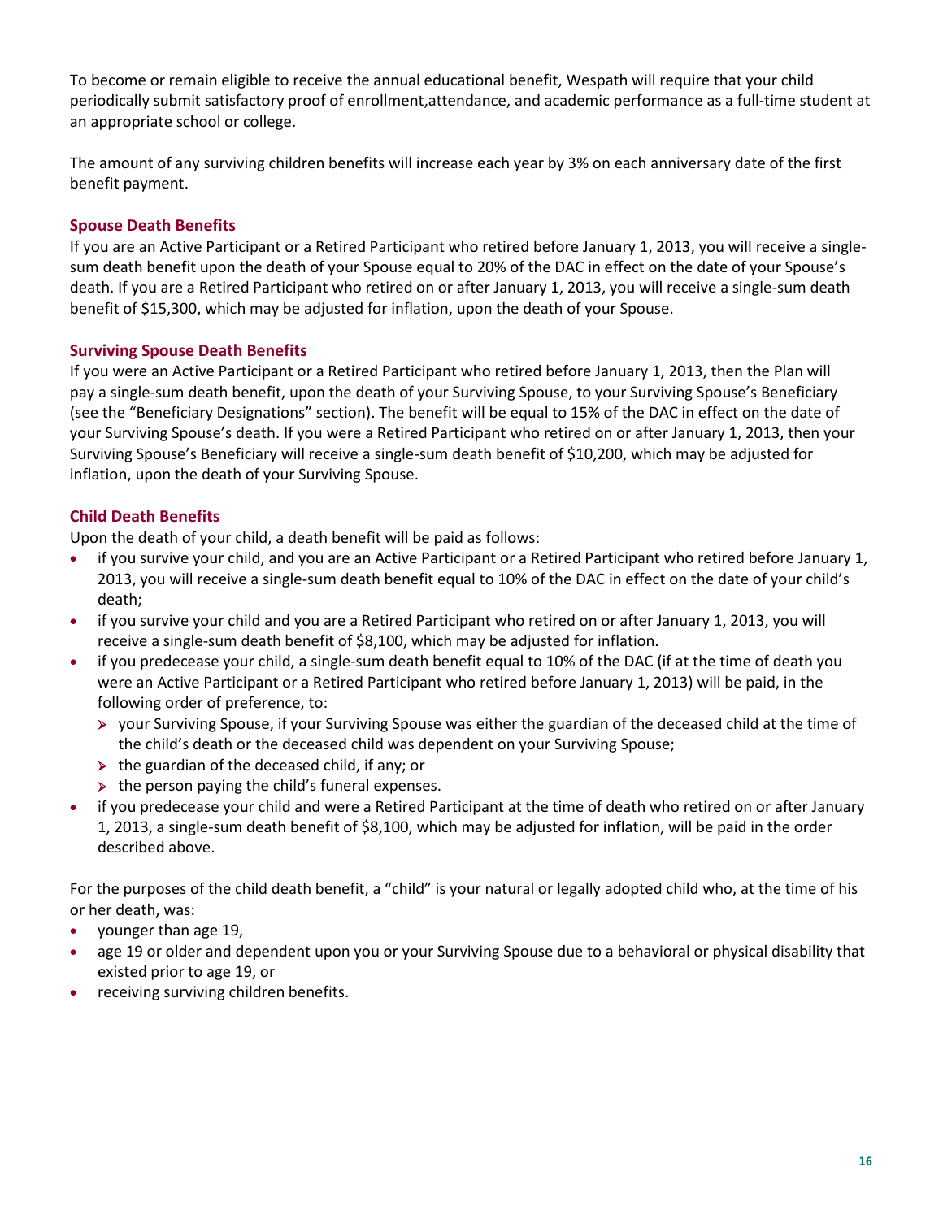To become or remain eligible to receive the annual educational benefit, Wespath will require that your child periodically submit satisfactory proof of enrollment,attendance, and academic performance as a full-time student at an appropriate school or college.

The amount of any surviving children benefits will increase each year by 3% on each anniversary date of the first benefit payment.

### Spouse Death Benefits

If you are an Active Participant or a Retired Participant who retired before January 1, 2013, you will receive a single-sum death benefit upon the death of your Spouse equal to 20% of the DAC in effect on the date of your Spouse's death. If you are a Retired Participant who retired on or after January 1, 2013, you will receive a single-sum death benefit of $15,300, which may be adjusted for inflation, upon the death of your Spouse.

### Surviving Spouse Death Benefits

If you were an Active Participant or a Retired Participant who retired before January 1, 2013, then the Plan will pay a single-sum death benefit, upon the death of your Surviving Spouse, to your Surviving Spouse's Beneficiary (see the "Beneficiary Designations" section). The benefit will be equal to 15% of the DAC in effect on the date of your Surviving Spouse's death. If you were a Retired Participant who retired on or after January 1, 2013, then your Surviving Spouse's Beneficiary will receive a single-sum death benefit of $10,200, which may be adjusted for inflation, upon the death of your Surviving Spouse.

### Child Death Benefits

Upon the death of your child, a death benefit will be paid as follows:

- if you survive your child, and you are an Active Participant or a Retired Participant who retired before January 1, 2013, you will receive a single-sum death benefit equal to 10% of the DAC in effect on the date of your child's death;
- if you survive your child and you are a Retired Participant who retired on or after January 1, 2013, you will receive a single-sum death benefit of $8,100, which may be adjusted for inflation.
- if you predecease your child, a single-sum death benefit equal to 10% of the DAC (if at the time of death you were an Active Participant or a Retired Participant who retired before January 1, 2013) will be paid, in the following order of preference, to:
  - your Surviving Spouse, if your Surviving Spouse was either the guardian of the deceased child at the time of the child's death or the deceased child was dependent on your Surviving Spouse;
  - the guardian of the deceased child, if any; or
  - the person paying the child's funeral expenses.
- if you predecease your child and were a Retired Participant at the time of death who retired on or after January 1, 2013, a single-sum death benefit of $8,100, which may be adjusted for inflation, will be paid in the order described above.

For the purposes of the child death benefit, a "child" is your natural or legally adopted child who, at the time of his or her death, was:

- younger than age 19,
- age 19 or older and dependent upon you or your Surviving Spouse due to a behavioral or physical disability that existed prior to age 19, or
- receiving surviving children benefits.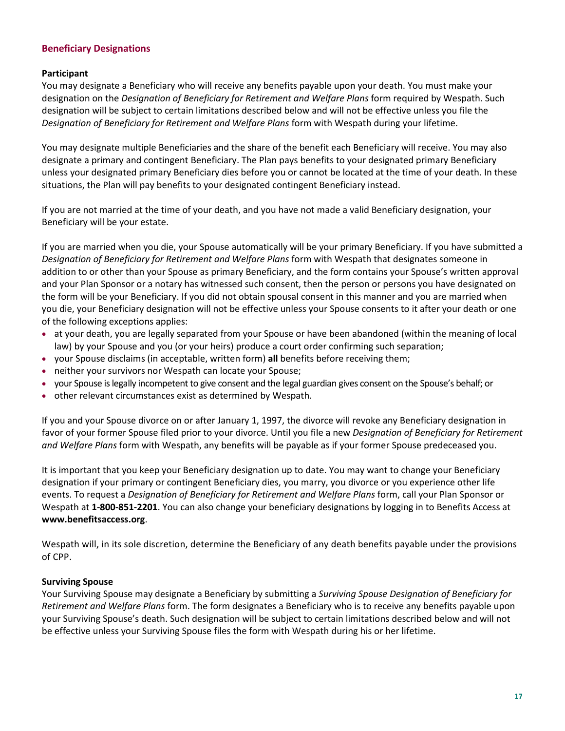## Beneficiary Designations

### Participant

You may designate a Beneficiary who will receive any benefits payable upon your death. You must make your designation on the *Designation of Beneficiary for Retirement and Welfare Plans* form required by Wespath. Such designation will be subject to certain limitations described below and will not be effective unless you file the *Designation of Beneficiary for Retirement and Welfare Plans* form with Wespath during your lifetime.

You may designate multiple Beneficiaries and the share of the benefit each Beneficiary will receive. You may also designate a primary and contingent Beneficiary. The Plan pays benefits to your designated primary Beneficiary unless your designated primary Beneficiary dies before you or cannot be located at the time of your death. In these situations, the Plan will pay benefits to your designated contingent Beneficiary instead.

If you are not married at the time of your death, and you have not made a valid Beneficiary designation, your Beneficiary will be your estate.

If you are married when you die, your Spouse automatically will be your primary Beneficiary. If you have submitted a *Designation of Beneficiary for Retirement and Welfare Plans* form with Wespath that designates someone in addition to or other than your Spouse as primary Beneficiary, and the form contains your Spouse's written approval and your Plan Sponsor or a notary has witnessed such consent, then the person or persons you have designated on the form will be your Beneficiary. If you did not obtain spousal consent in this manner and you are married when you die, your Beneficiary designation will not be effective unless your Spouse consents to it after your death or one of the following exceptions applies:

- at your death, you are legally separated from your Spouse or have been abandoned (within the meaning of local law) by your Spouse and you (or your heirs) produce a court order confirming such separation;
- your Spouse disclaims (in acceptable, written form) **all** benefits before receiving them;
- neither your survivors nor Wespath can locate your Spouse;
- your Spouse is legally incompetent to give consent and the legal guardian gives consent on the Spouse's behalf; or
- other relevant circumstances exist as determined by Wespath.

If you and your Spouse divorce on or after January 1, 1997, the divorce will revoke any Beneficiary designation in favor of your former Spouse filed prior to your divorce. Until you file a new *Designation of Beneficiary for Retirement and Welfare Plans* form with Wespath, any benefits will be payable as if your former Spouse predeceased you.

It is important that you keep your Beneficiary designation up to date. You may want to change your Beneficiary designation if your primary or contingent Beneficiary dies, you marry, you divorce or you experience other life events. To request a *Designation of Beneficiary for Retirement and Welfare Plans* form, call your Plan Sponsor or Wespath at **1-800-851-2201**. You can also change your beneficiary designations by logging in to Benefits Access at **www.benefitsaccess.org**.

Wespath will, in its sole discretion, determine the Beneficiary of any death benefits payable under the provisions of CPP.

### Surviving Spouse

Your Surviving Spouse may designate a Beneficiary by submitting a *Surviving Spouse Designation of Beneficiary for Retirement and Welfare Plans* form. The form designates a Beneficiary who is to receive any benefits payable upon your Surviving Spouse's death. Such designation will be subject to certain limitations described below and will not be effective unless your Surviving Spouse files the form with Wespath during his or her lifetime.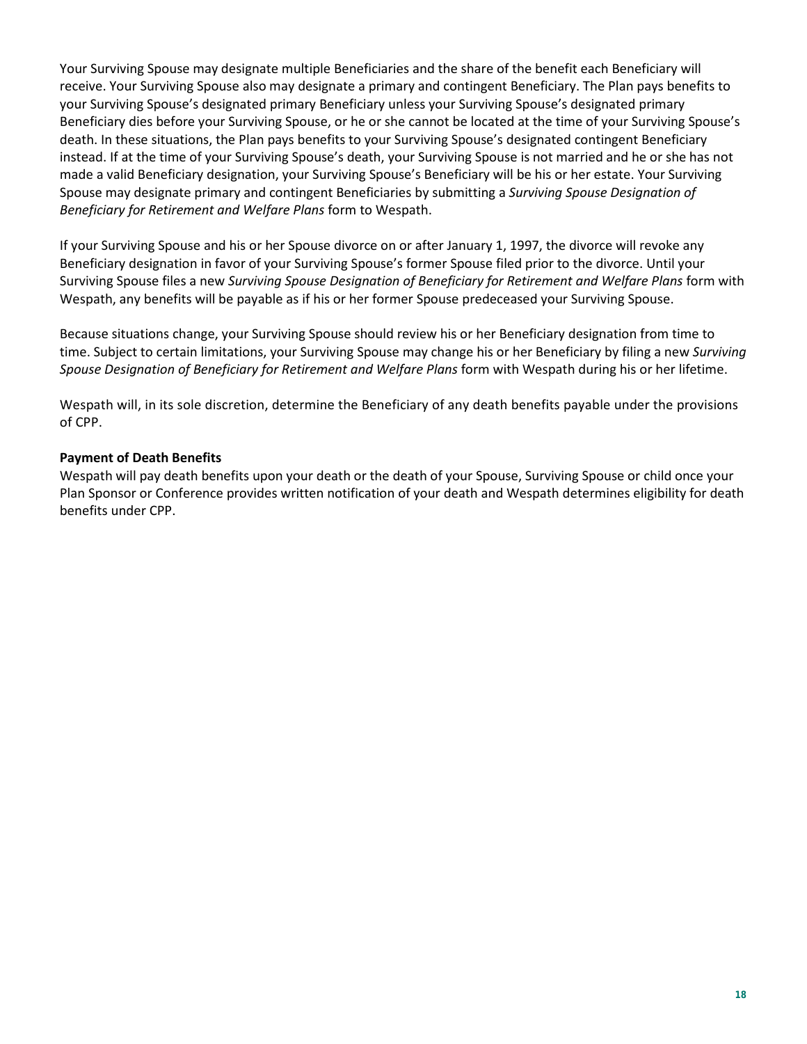Your Surviving Spouse may designate multiple Beneficiaries and the share of the benefit each Beneficiary will receive. Your Surviving Spouse also may designate a primary and contingent Beneficiary. The Plan pays benefits to your Surviving Spouse's designated primary Beneficiary unless your Surviving Spouse's designated primary Beneficiary dies before your Surviving Spouse, or he or she cannot be located at the time of your Surviving Spouse's death. In these situations, the Plan pays benefits to your Surviving Spouse's designated contingent Beneficiary instead. If at the time of your Surviving Spouse's death, your Surviving Spouse is not married and he or she has not made a valid Beneficiary designation, your Surviving Spouse's Beneficiary will be his or her estate. Your Surviving Spouse may designate primary and contingent Beneficiaries by submitting a *Surviving Spouse Designation of Beneficiary for Retirement and Welfare Plans* form to Wespath.

If your Surviving Spouse and his or her Spouse divorce on or after January 1, 1997, the divorce will revoke any Beneficiary designation in favor of your Surviving Spouse's former Spouse filed prior to the divorce. Until your Surviving Spouse files a new *Surviving Spouse Designation of Beneficiary for Retirement and Welfare Plans* form with Wespath, any benefits will be payable as if his or her former Spouse predeceased your Surviving Spouse.

Because situations change, your Surviving Spouse should review his or her Beneficiary designation from time to time. Subject to certain limitations, your Surviving Spouse may change his or her Beneficiary by filing a new *Surviving Spouse Designation of Beneficiary for Retirement and Welfare Plans* form with Wespath during his or her lifetime.

Wespath will, in its sole discretion, determine the Beneficiary of any death benefits payable under the provisions of CPP.

**Payment of Death Benefits**

Wespath will pay death benefits upon your death or the death of your Spouse, Surviving Spouse or child once your Plan Sponsor or Conference provides written notification of your death and Wespath determines eligibility for death benefits under CPP.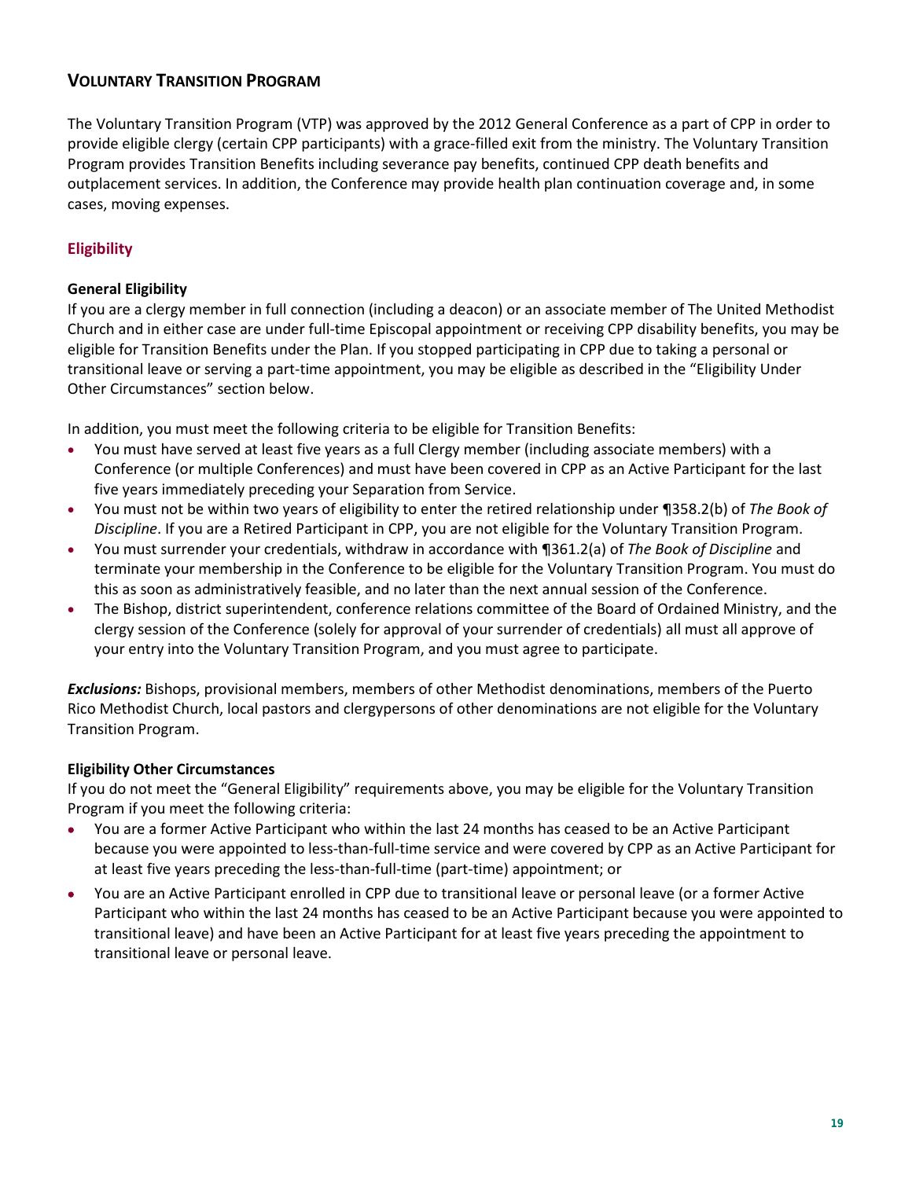## Voluntary Transition Program

The Voluntary Transition Program (VTP) was approved by the 2012 General Conference as a part of CPP in order to provide eligible clergy (certain CPP participants) with a grace-filled exit from the ministry. The Voluntary Transition Program provides Transition Benefits including severance pay benefits, continued CPP death benefits and outplacement services. In addition, the Conference may provide health plan continuation coverage and, in some cases, moving expenses.

### Eligibility

**General Eligibility**

If you are a clergy member in full connection (including a deacon) or an associate member of The United Methodist Church and in either case are under full-time Episcopal appointment or receiving CPP disability benefits, you may be eligible for Transition Benefits under the Plan. If you stopped participating in CPP due to taking a personal or transitional leave or serving a part-time appointment, you may be eligible as described in the "Eligibility Under Other Circumstances" section below.

In addition, you must meet the following criteria to be eligible for Transition Benefits:

- You must have served at least five years as a full Clergy member (including associate members) with a Conference (or multiple Conferences) and must have been covered in CPP as an Active Participant for the last five years immediately preceding your Separation from Service.
- You must not be within two years of eligibility to enter the retired relationship under ¶358.2(b) of *The Book of Discipline*. If you are a Retired Participant in CPP, you are not eligible for the Voluntary Transition Program.
- You must surrender your credentials, withdraw in accordance with ¶361.2(a) of *The Book of Discipline* and terminate your membership in the Conference to be eligible for the Voluntary Transition Program. You must do this as soon as administratively feasible, and no later than the next annual session of the Conference.
- The Bishop, district superintendent, conference relations committee of the Board of Ordained Ministry, and the clergy session of the Conference (solely for approval of your surrender of credentials) all must all approve of your entry into the Voluntary Transition Program, and you must agree to participate.

***Exclusions:*** Bishops, provisional members, members of other Methodist denominations, members of the Puerto Rico Methodist Church, local pastors and clergypersons of other denominations are not eligible for the Voluntary Transition Program.

**Eligibility Other Circumstances**

If you do not meet the "General Eligibility" requirements above, you may be eligible for the Voluntary Transition Program if you meet the following criteria:

- You are a former Active Participant who within the last 24 months has ceased to be an Active Participant because you were appointed to less-than-full-time service and were covered by CPP as an Active Participant for at least five years preceding the less-than-full-time (part-time) appointment; or
- You are an Active Participant enrolled in CPP due to transitional leave or personal leave (or a former Active Participant who within the last 24 months has ceased to be an Active Participant because you were appointed to transitional leave) and have been an Active Participant for at least five years preceding the appointment to transitional leave or personal leave.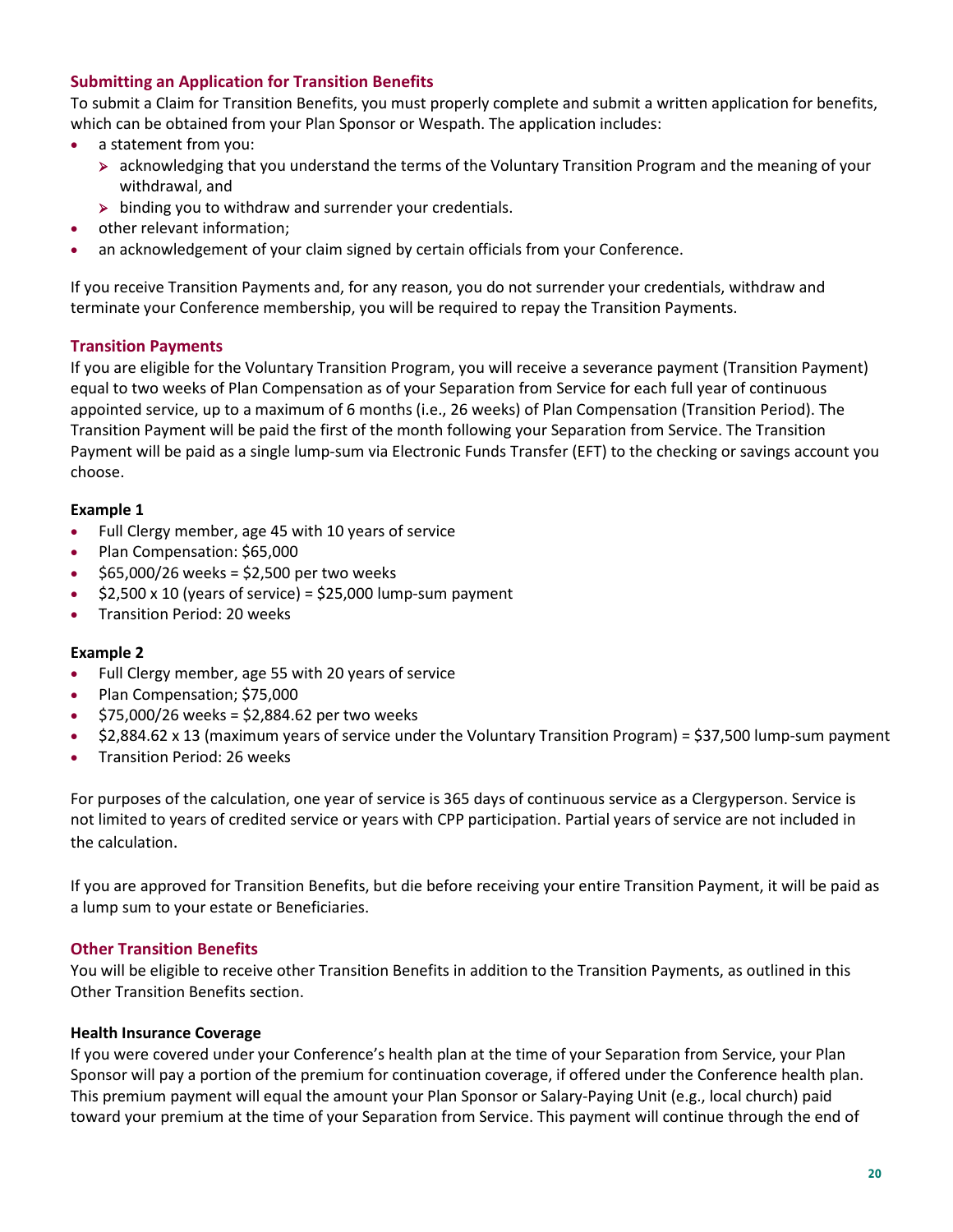### Submitting an Application for Transition Benefits

To submit a Claim for Transition Benefits, you must properly complete and submit a written application for benefits, which can be obtained from your Plan Sponsor or Wespath. The application includes:

- a statement from you:
  - acknowledging that you understand the terms of the Voluntary Transition Program and the meaning of your withdrawal, and
  - binding you to withdraw and surrender your credentials.
- other relevant information;
- an acknowledgement of your claim signed by certain officials from your Conference.

If you receive Transition Payments and, for any reason, you do not surrender your credentials, withdraw and terminate your Conference membership, you will be required to repay the Transition Payments.

### Transition Payments

If you are eligible for the Voluntary Transition Program, you will receive a severance payment (Transition Payment) equal to two weeks of Plan Compensation as of your Separation from Service for each full year of continuous appointed service, up to a maximum of 6 months (i.e., 26 weeks) of Plan Compensation (Transition Period). The Transition Payment will be paid the first of the month following your Separation from Service. The Transition Payment will be paid as a single lump-sum via Electronic Funds Transfer (EFT) to the checking or savings account you choose.

**Example 1**

- Full Clergy member, age 45 with 10 years of service
- Plan Compensation: $65,000
- $65,000/26 weeks = $2,500 per two weeks
- $2,500 x 10 (years of service) = $25,000 lump-sum payment
- Transition Period: 20 weeks

**Example 2**

- Full Clergy member, age 55 with 20 years of service
- Plan Compensation; $75,000
- $75,000/26 weeks = $2,884.62 per two weeks
- $2,884.62 x 13 (maximum years of service under the Voluntary Transition Program) = $37,500 lump-sum payment
- Transition Period: 26 weeks

For purposes of the calculation, one year of service is 365 days of continuous service as a Clergyperson. Service is not limited to years of credited service or years with CPP participation. Partial years of service are not included in the calculation.

If you are approved for Transition Benefits, but die before receiving your entire Transition Payment, it will be paid as a lump sum to your estate or Beneficiaries.

### Other Transition Benefits

You will be eligible to receive other Transition Benefits in addition to the Transition Payments, as outlined in this Other Transition Benefits section.

**Health Insurance Coverage**

If you were covered under your Conference's health plan at the time of your Separation from Service, your Plan Sponsor will pay a portion of the premium for continuation coverage, if offered under the Conference health plan. This premium payment will equal the amount your Plan Sponsor or Salary-Paying Unit (e.g., local church) paid toward your premium at the time of your Separation from Service. This payment will continue through the end of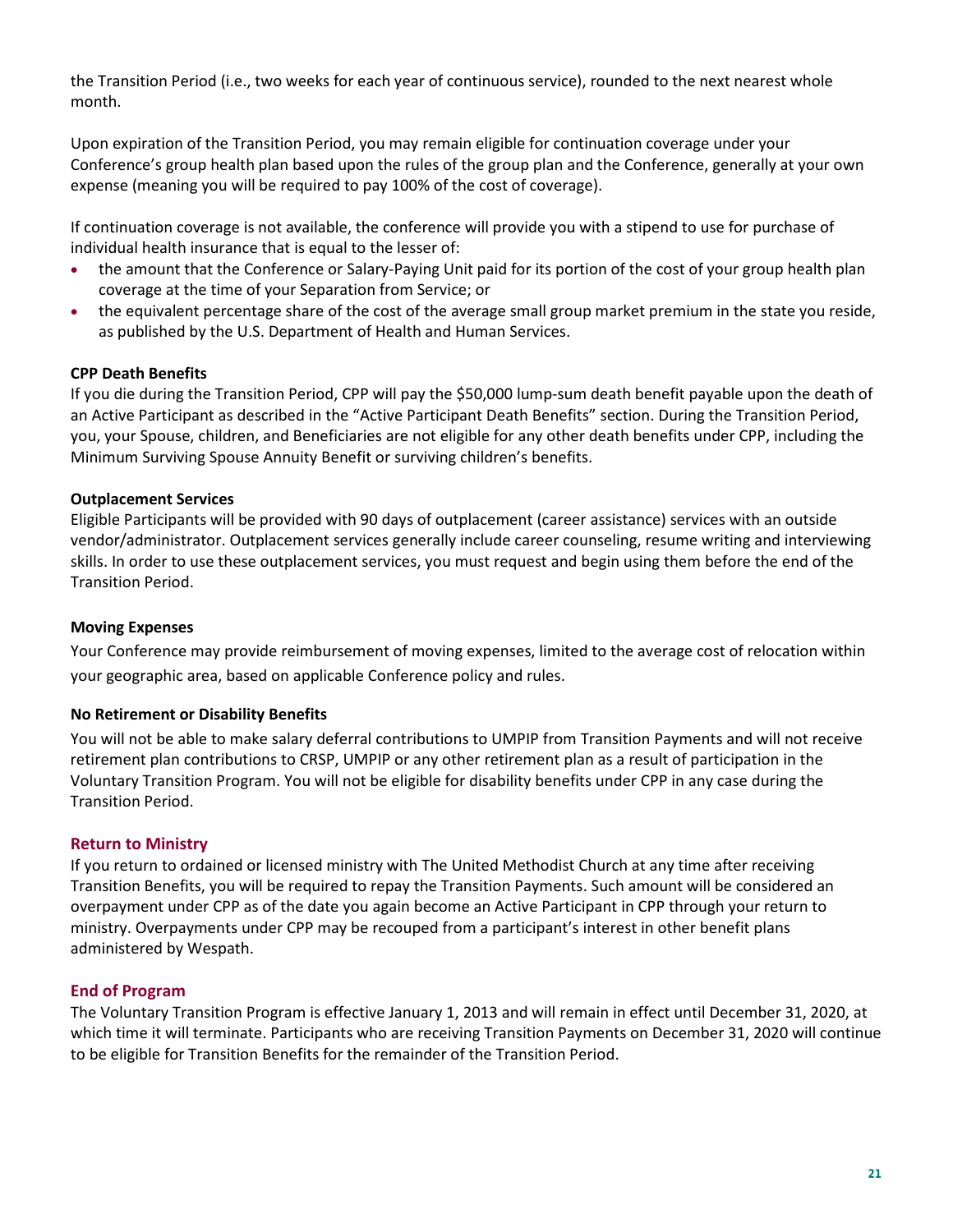the Transition Period (i.e., two weeks for each year of continuous service), rounded to the next nearest whole month.

Upon expiration of the Transition Period, you may remain eligible for continuation coverage under your Conference's group health plan based upon the rules of the group plan and the Conference, generally at your own expense (meaning you will be required to pay 100% of the cost of coverage).

If continuation coverage is not available, the conference will provide you with a stipend to use for purchase of individual health insurance that is equal to the lesser of:

- the amount that the Conference or Salary-Paying Unit paid for its portion of the cost of your group health plan coverage at the time of your Separation from Service; or
- the equivalent percentage share of the cost of the average small group market premium in the state you reside, as published by the U.S. Department of Health and Human Services.

**CPP Death Benefits**

If you die during the Transition Period, CPP will pay the $50,000 lump-sum death benefit payable upon the death of an Active Participant as described in the "Active Participant Death Benefits" section. During the Transition Period, you, your Spouse, children, and Beneficiaries are not eligible for any other death benefits under CPP, including the Minimum Surviving Spouse Annuity Benefit or surviving children's benefits.

**Outplacement Services**

Eligible Participants will be provided with 90 days of outplacement (career assistance) services with an outside vendor/administrator. Outplacement services generally include career counseling, resume writing and interviewing skills. In order to use these outplacement services, you must request and begin using them before the end of the Transition Period.

**Moving Expenses**

Your Conference may provide reimbursement of moving expenses, limited to the average cost of relocation within your geographic area, based on applicable Conference policy and rules.

**No Retirement or Disability Benefits**

You will not be able to make salary deferral contributions to UMPIP from Transition Payments and will not receive retirement plan contributions to CRSP, UMPIP or any other retirement plan as a result of participation in the Voluntary Transition Program. You will not be eligible for disability benefits under CPP in any case during the Transition Period.

## Return to Ministry

If you return to ordained or licensed ministry with The United Methodist Church at any time after receiving Transition Benefits, you will be required to repay the Transition Payments. Such amount will be considered an overpayment under CPP as of the date you again become an Active Participant in CPP through your return to ministry. Overpayments under CPP may be recouped from a participant's interest in other benefit plans administered by Wespath.

## End of Program

The Voluntary Transition Program is effective January 1, 2013 and will remain in effect until December 31, 2020, at which time it will terminate. Participants who are receiving Transition Payments on December 31, 2020 will continue to be eligible for Transition Benefits for the remainder of the Transition Period.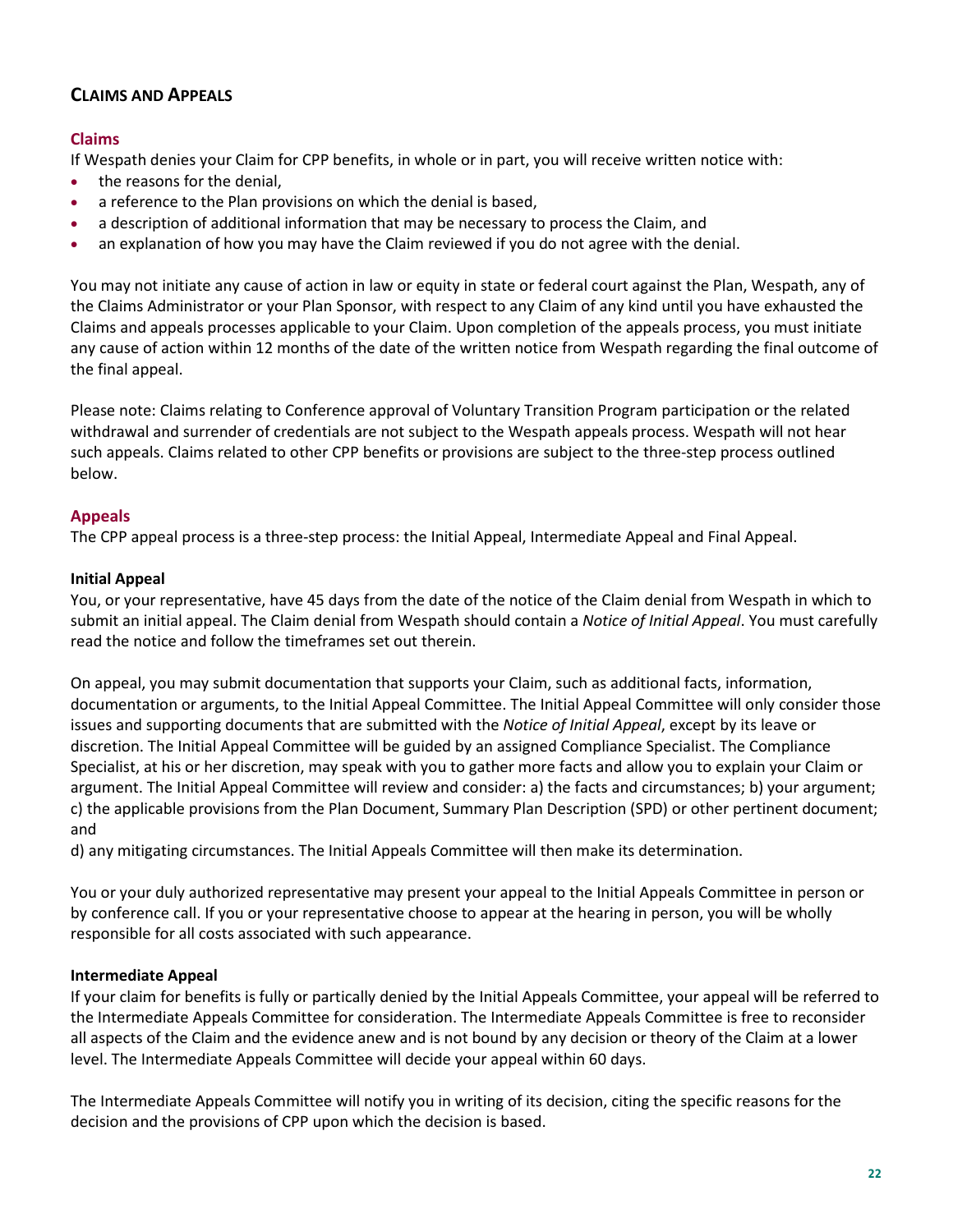## CLAIMS AND APPEALS

### Claims

If Wespath denies your Claim for CPP benefits, in whole or in part, you will receive written notice with:

- the reasons for the denial,
- a reference to the Plan provisions on which the denial is based,
- a description of additional information that may be necessary to process the Claim, and
- an explanation of how you may have the Claim reviewed if you do not agree with the denial.

You may not initiate any cause of action in law or equity in state or federal court against the Plan, Wespath, any of the Claims Administrator or your Plan Sponsor, with respect to any Claim of any kind until you have exhausted the Claims and appeals processes applicable to your Claim. Upon completion of the appeals process, you must initiate any cause of action within 12 months of the date of the written notice from Wespath regarding the final outcome of the final appeal.

Please note: Claims relating to Conference approval of Voluntary Transition Program participation or the related withdrawal and surrender of credentials are not subject to the Wespath appeals process. Wespath will not hear such appeals. Claims related to other CPP benefits or provisions are subject to the three-step process outlined below.

### Appeals

The CPP appeal process is a three-step process: the Initial Appeal, Intermediate Appeal and Final Appeal.

#### Initial Appeal

You, or your representative, have 45 days from the date of the notice of the Claim denial from Wespath in which to submit an initial appeal. The Claim denial from Wespath should contain a *Notice of Initial Appeal*. You must carefully read the notice and follow the timeframes set out therein.

On appeal, you may submit documentation that supports your Claim, such as additional facts, information, documentation or arguments, to the Initial Appeal Committee. The Initial Appeal Committee will only consider those issues and supporting documents that are submitted with the *Notice of Initial Appeal*, except by its leave or discretion. The Initial Appeal Committee will be guided by an assigned Compliance Specialist. The Compliance Specialist, at his or her discretion, may speak with you to gather more facts and allow you to explain your Claim or argument. The Initial Appeal Committee will review and consider: a) the facts and circumstances; b) your argument; c) the applicable provisions from the Plan Document, Summary Plan Description (SPD) or other pertinent document; and
d) any mitigating circumstances. The Initial Appeals Committee will then make its determination.

You or your duly authorized representative may present your appeal to the Initial Appeals Committee in person or by conference call. If you or your representative choose to appear at the hearing in person, you will be wholly responsible for all costs associated with such appearance.

#### Intermediate Appeal

If your claim for benefits is fully or partically denied by the Initial Appeals Committee, your appeal will be referred to the Intermediate Appeals Committee for consideration. The Intermediate Appeals Committee is free to reconsider all aspects of the Claim and the evidence anew and is not bound by any decision or theory of the Claim at a lower level. The Intermediate Appeals Committee will decide your appeal within 60 days.

The Intermediate Appeals Committee will notify you in writing of its decision, citing the specific reasons for the decision and the provisions of CPP upon which the decision is based.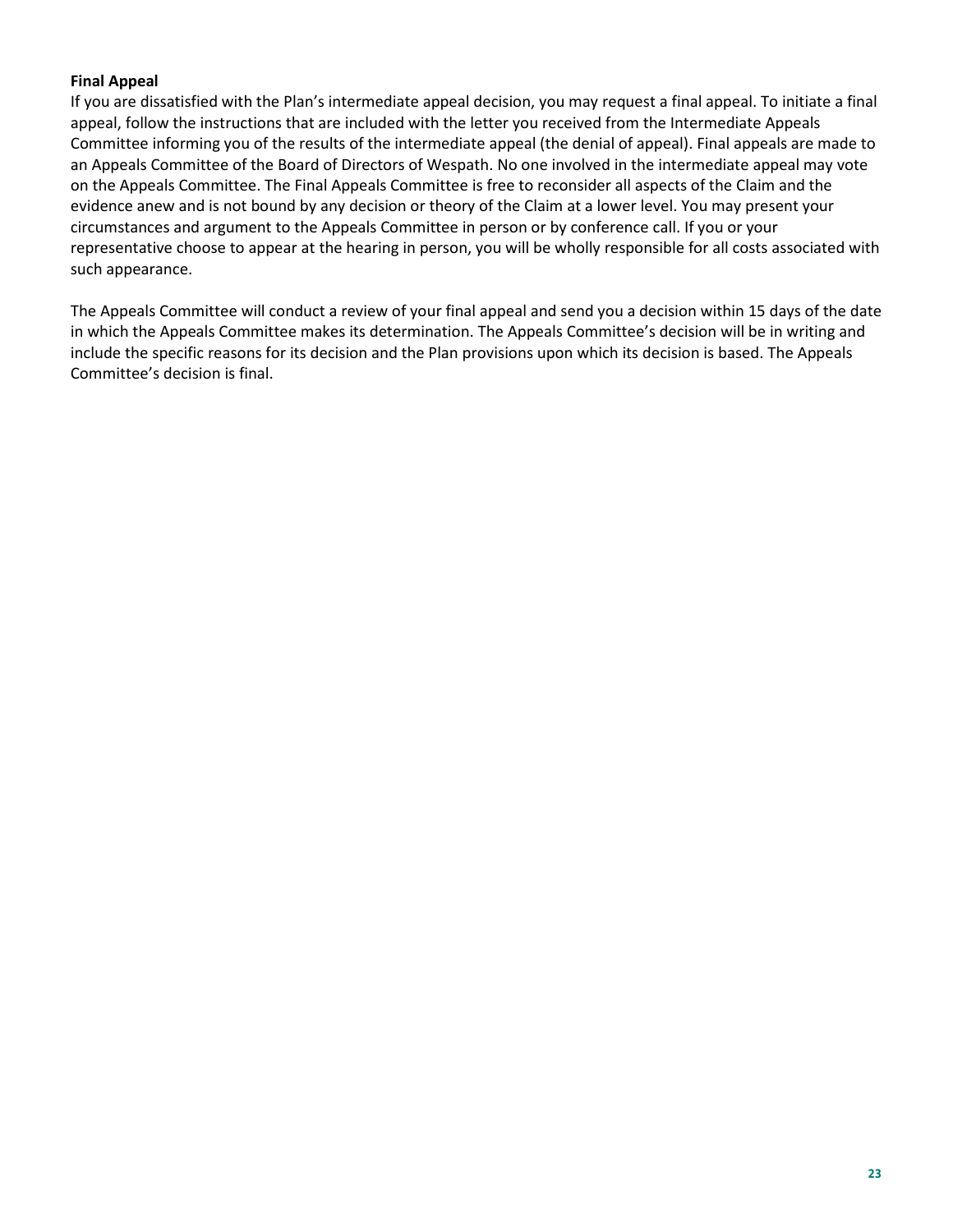**Final Appeal**

If you are dissatisfied with the Plan's intermediate appeal decision, you may request a final appeal. To initiate a final appeal, follow the instructions that are included with the letter you received from the Intermediate Appeals Committee informing you of the results of the intermediate appeal (the denial of appeal). Final appeals are made to an Appeals Committee of the Board of Directors of Wespath. No one involved in the intermediate appeal may vote on the Appeals Committee. The Final Appeals Committee is free to reconsider all aspects of the Claim and the evidence anew and is not bound by any decision or theory of the Claim at a lower level. You may present your circumstances and argument to the Appeals Committee in person or by conference call. If you or your representative choose to appear at the hearing in person, you will be wholly responsible for all costs associated with such appearance.

The Appeals Committee will conduct a review of your final appeal and send you a decision within 15 days of the date in which the Appeals Committee makes its determination. The Appeals Committee's decision will be in writing and include the specific reasons for its decision and the Plan provisions upon which its decision is based. The Appeals Committee's decision is final.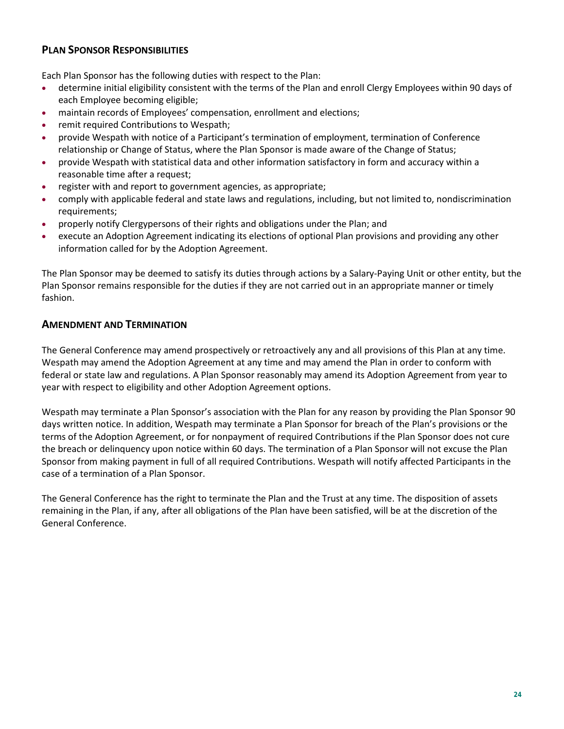## Plan Sponsor Responsibilities

Each Plan Sponsor has the following duties with respect to the Plan:

- determine initial eligibility consistent with the terms of the Plan and enroll Clergy Employees within 90 days of each Employee becoming eligible;
- maintain records of Employees' compensation, enrollment and elections;
- remit required Contributions to Wespath;
- provide Wespath with notice of a Participant's termination of employment, termination of Conference relationship or Change of Status, where the Plan Sponsor is made aware of the Change of Status;
- provide Wespath with statistical data and other information satisfactory in form and accuracy within a reasonable time after a request;
- register with and report to government agencies, as appropriate;
- comply with applicable federal and state laws and regulations, including, but not limited to, nondiscrimination requirements;
- properly notify Clergypersons of their rights and obligations under the Plan; and
- execute an Adoption Agreement indicating its elections of optional Plan provisions and providing any other information called for by the Adoption Agreement.

The Plan Sponsor may be deemed to satisfy its duties through actions by a Salary-Paying Unit or other entity, but the Plan Sponsor remains responsible for the duties if they are not carried out in an appropriate manner or timely fashion.

## Amendment and Termination

The General Conference may amend prospectively or retroactively any and all provisions of this Plan at any time. Wespath may amend the Adoption Agreement at any time and may amend the Plan in order to conform with federal or state law and regulations. A Plan Sponsor reasonably may amend its Adoption Agreement from year to year with respect to eligibility and other Adoption Agreement options.

Wespath may terminate a Plan Sponsor's association with the Plan for any reason by providing the Plan Sponsor 90 days written notice. In addition, Wespath may terminate a Plan Sponsor for breach of the Plan's provisions or the terms of the Adoption Agreement, or for nonpayment of required Contributions if the Plan Sponsor does not cure the breach or delinquency upon notice within 60 days. The termination of a Plan Sponsor will not excuse the Plan Sponsor from making payment in full of all required Contributions. Wespath will notify affected Participants in the case of a termination of a Plan Sponsor.

The General Conference has the right to terminate the Plan and the Trust at any time. The disposition of assets remaining in the Plan, if any, after all obligations of the Plan have been satisfied, will be at the discretion of the General Conference.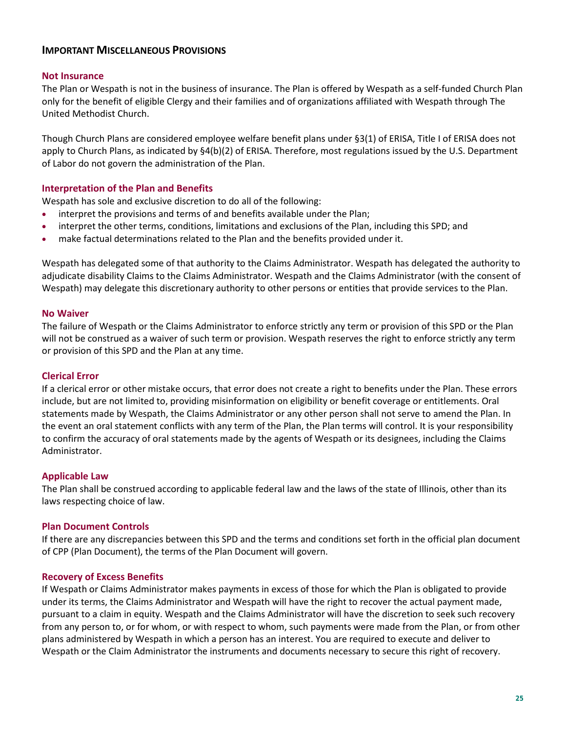## Important Miscellaneous Provisions

### Not Insurance

The Plan or Wespath is not in the business of insurance. The Plan is offered by Wespath as a self-funded Church Plan only for the benefit of eligible Clergy and their families and of organizations affiliated with Wespath through The United Methodist Church.

Though Church Plans are considered employee welfare benefit plans under §3(1) of ERISA, Title I of ERISA does not apply to Church Plans, as indicated by §4(b)(2) of ERISA. Therefore, most regulations issued by the U.S. Department of Labor do not govern the administration of the Plan.

### Interpretation of the Plan and Benefits

Wespath has sole and exclusive discretion to do all of the following:

- interpret the provisions and terms of and benefits available under the Plan;
- interpret the other terms, conditions, limitations and exclusions of the Plan, including this SPD; and
- make factual determinations related to the Plan and the benefits provided under it.

Wespath has delegated some of that authority to the Claims Administrator. Wespath has delegated the authority to adjudicate disability Claims to the Claims Administrator. Wespath and the Claims Administrator (with the consent of Wespath) may delegate this discretionary authority to other persons or entities that provide services to the Plan.

### No Waiver

The failure of Wespath or the Claims Administrator to enforce strictly any term or provision of this SPD or the Plan will not be construed as a waiver of such term or provision. Wespath reserves the right to enforce strictly any term or provision of this SPD and the Plan at any time.

### Clerical Error

If a clerical error or other mistake occurs, that error does not create a right to benefits under the Plan. These errors include, but are not limited to, providing misinformation on eligibility or benefit coverage or entitlements. Oral statements made by Wespath, the Claims Administrator or any other person shall not serve to amend the Plan. In the event an oral statement conflicts with any term of the Plan, the Plan terms will control. It is your responsibility to confirm the accuracy of oral statements made by the agents of Wespath or its designees, including the Claims Administrator.

### Applicable Law

The Plan shall be construed according to applicable federal law and the laws of the state of Illinois, other than its laws respecting choice of law.

### Plan Document Controls

If there are any discrepancies between this SPD and the terms and conditions set forth in the official plan document of CPP (Plan Document), the terms of the Plan Document will govern.

### Recovery of Excess Benefits

If Wespath or Claims Administrator makes payments in excess of those for which the Plan is obligated to provide under its terms, the Claims Administrator and Wespath will have the right to recover the actual payment made, pursuant to a claim in equity. Wespath and the Claims Administrator will have the discretion to seek such recovery from any person to, or for whom, or with respect to whom, such payments were made from the Plan, or from other plans administered by Wespath in which a person has an interest. You are required to execute and deliver to Wespath or the Claim Administrator the instruments and documents necessary to secure this right of recovery.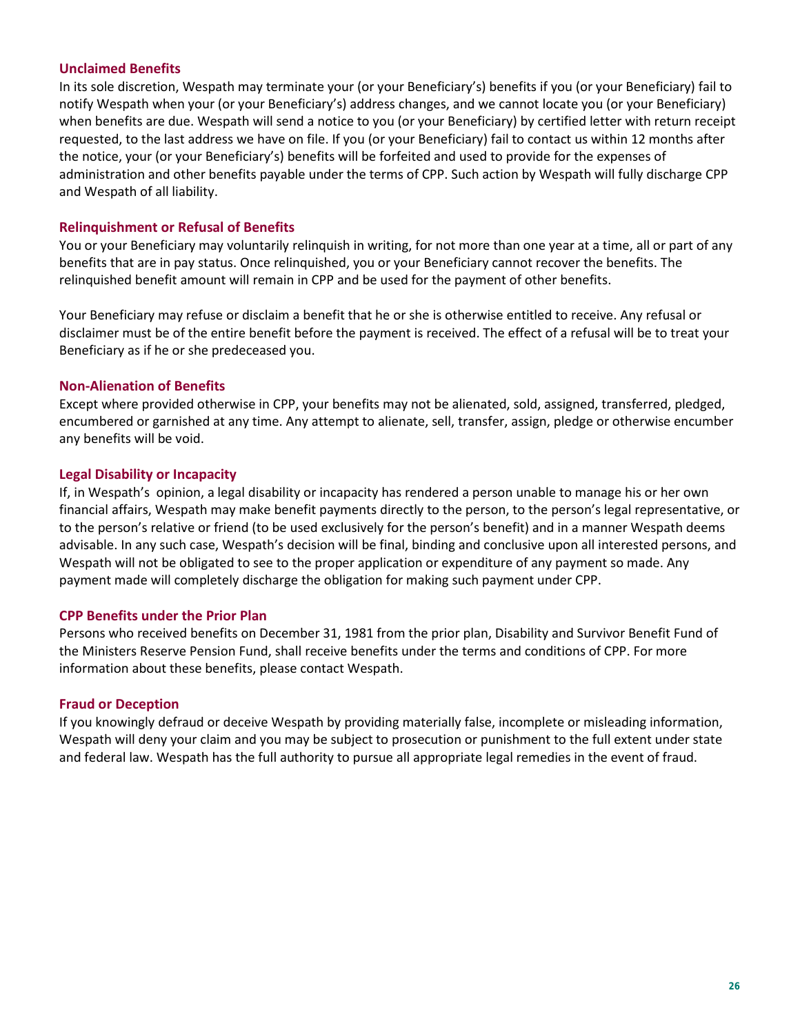### Unclaimed Benefits

In its sole discretion, Wespath may terminate your (or your Beneficiary's) benefits if you (or your Beneficiary) fail to notify Wespath when your (or your Beneficiary's) address changes, and we cannot locate you (or your Beneficiary) when benefits are due. Wespath will send a notice to you (or your Beneficiary) by certified letter with return receipt requested, to the last address we have on file. If you (or your Beneficiary) fail to contact us within 12 months after the notice, your (or your Beneficiary's) benefits will be forfeited and used to provide for the expenses of administration and other benefits payable under the terms of CPP. Such action by Wespath will fully discharge CPP and Wespath of all liability.

### Relinquishment or Refusal of Benefits

You or your Beneficiary may voluntarily relinquish in writing, for not more than one year at a time, all or part of any benefits that are in pay status. Once relinquished, you or your Beneficiary cannot recover the benefits. The relinquished benefit amount will remain in CPP and be used for the payment of other benefits.

Your Beneficiary may refuse or disclaim a benefit that he or she is otherwise entitled to receive. Any refusal or disclaimer must be of the entire benefit before the payment is received. The effect of a refusal will be to treat your Beneficiary as if he or she predeceased you.

### Non-Alienation of Benefits

Except where provided otherwise in CPP, your benefits may not be alienated, sold, assigned, transferred, pledged, encumbered or garnished at any time. Any attempt to alienate, sell, transfer, assign, pledge or otherwise encumber any benefits will be void.

### Legal Disability or Incapacity

If, in Wespath's opinion, a legal disability or incapacity has rendered a person unable to manage his or her own financial affairs, Wespath may make benefit payments directly to the person, to the person's legal representative, or to the person's relative or friend (to be used exclusively for the person's benefit) and in a manner Wespath deems advisable. In any such case, Wespath's decision will be final, binding and conclusive upon all interested persons, and Wespath will not be obligated to see to the proper application or expenditure of any payment so made. Any payment made will completely discharge the obligation for making such payment under CPP.

### CPP Benefits under the Prior Plan

Persons who received benefits on December 31, 1981 from the prior plan, Disability and Survivor Benefit Fund of the Ministers Reserve Pension Fund, shall receive benefits under the terms and conditions of CPP. For more information about these benefits, please contact Wespath.

### Fraud or Deception

If you knowingly defraud or deceive Wespath by providing materially false, incomplete or misleading information, Wespath will deny your claim and you may be subject to prosecution or punishment to the full extent under state and federal law. Wespath has the full authority to pursue all appropriate legal remedies in the event of fraud.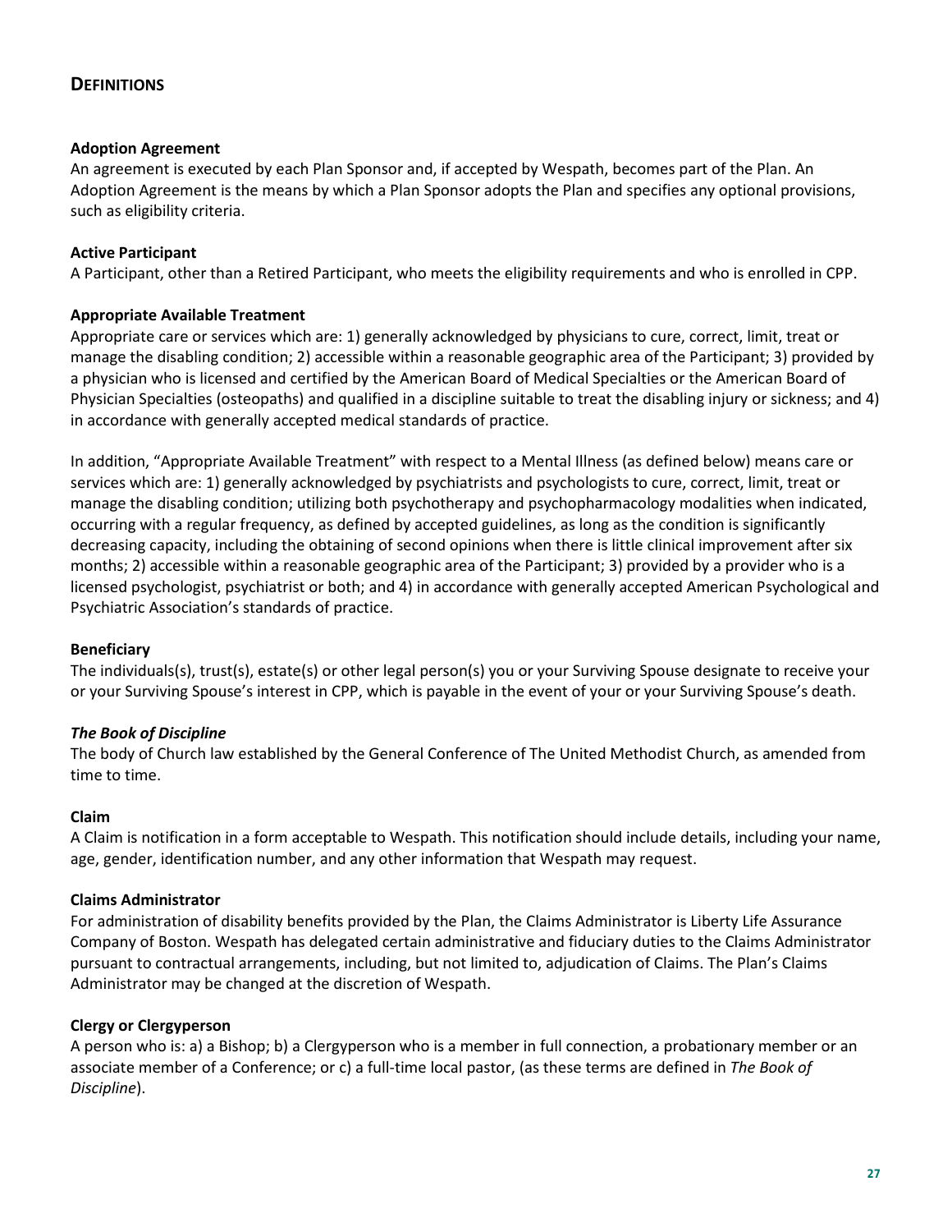## DEFINITIONS

**Adoption Agreement**
An agreement is executed by each Plan Sponsor and, if accepted by Wespath, becomes part of the Plan. An Adoption Agreement is the means by which a Plan Sponsor adopts the Plan and specifies any optional provisions, such as eligibility criteria.

**Active Participant**
A Participant, other than a Retired Participant, who meets the eligibility requirements and who is enrolled in CPP.

**Appropriate Available Treatment**
Appropriate care or services which are: 1) generally acknowledged by physicians to cure, correct, limit, treat or manage the disabling condition; 2) accessible within a reasonable geographic area of the Participant; 3) provided by a physician who is licensed and certified by the American Board of Medical Specialties or the American Board of Physician Specialties (osteopaths) and qualified in a discipline suitable to treat the disabling injury or sickness; and 4) in accordance with generally accepted medical standards of practice.

In addition, "Appropriate Available Treatment" with respect to a Mental Illness (as defined below) means care or services which are: 1) generally acknowledged by psychiatrists and psychologists to cure, correct, limit, treat or manage the disabling condition; utilizing both psychotherapy and psychopharmacology modalities when indicated, occurring with a regular frequency, as defined by accepted guidelines, as long as the condition is significantly decreasing capacity, including the obtaining of second opinions when there is little clinical improvement after six months; 2) accessible within a reasonable geographic area of the Participant; 3) provided by a provider who is a licensed psychologist, psychiatrist or both; and 4) in accordance with generally accepted American Psychological and Psychiatric Association's standards of practice.

**Beneficiary**
The individuals(s), trust(s), estate(s) or other legal person(s) you or your Surviving Spouse designate to receive your or your Surviving Spouse's interest in CPP, which is payable in the event of your or your Surviving Spouse's death.

***The Book of Discipline***
The body of Church law established by the General Conference of The United Methodist Church, as amended from time to time.

**Claim**
A Claim is notification in a form acceptable to Wespath. This notification should include details, including your name, age, gender, identification number, and any other information that Wespath may request.

**Claims Administrator**
For administration of disability benefits provided by the Plan, the Claims Administrator is Liberty Life Assurance Company of Boston. Wespath has delegated certain administrative and fiduciary duties to the Claims Administrator pursuant to contractual arrangements, including, but not limited to, adjudication of Claims. The Plan's Claims Administrator may be changed at the discretion of Wespath.

**Clergy or Clergyperson**
A person who is: a) a Bishop; b) a Clergyperson who is a member in full connection, a probationary member or an associate member of a Conference; or c) a full-time local pastor, (as these terms are defined in *The Book of Discipline*).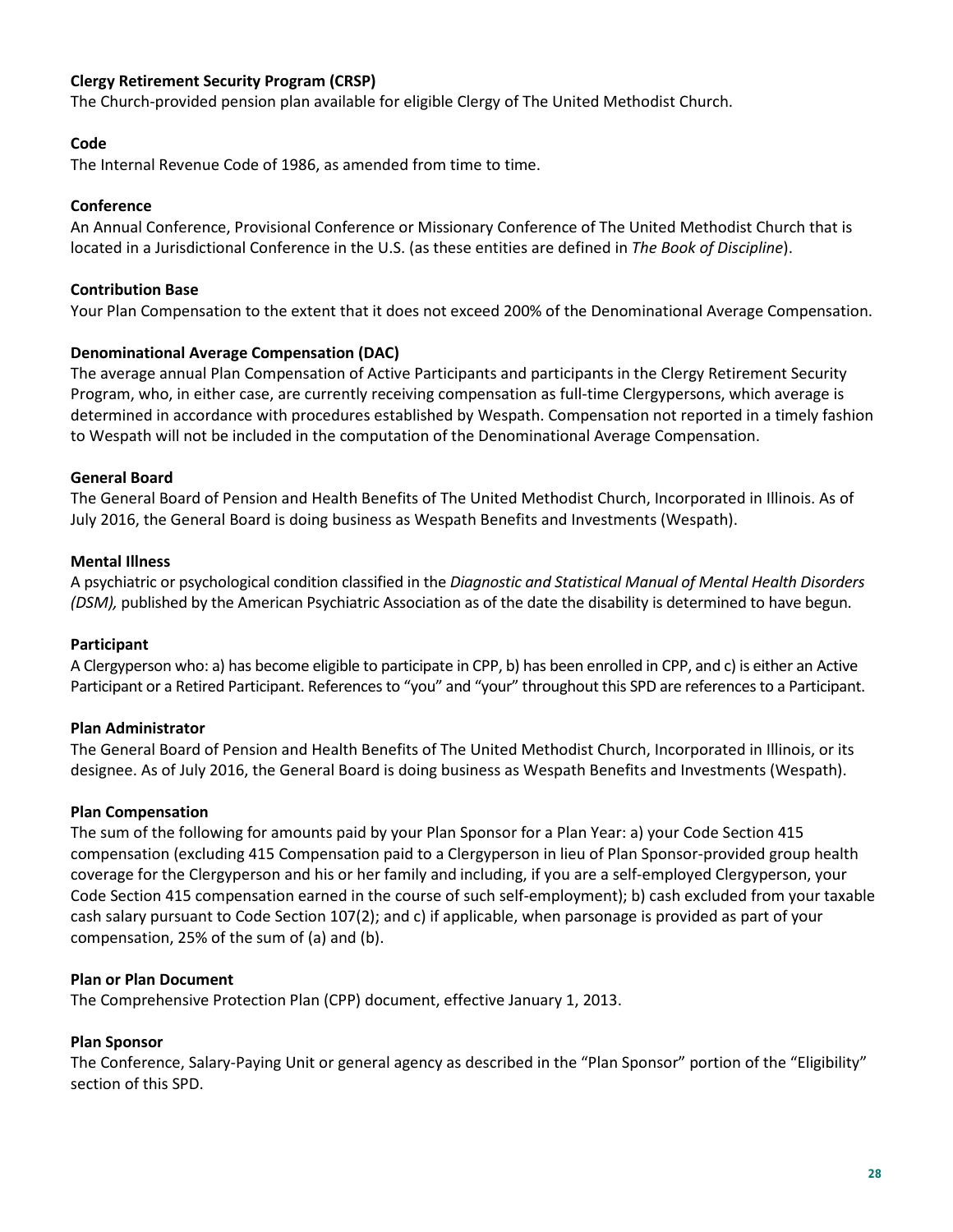**Clergy Retirement Security Program (CRSP)**
The Church-provided pension plan available for eligible Clergy of The United Methodist Church.

**Code**
The Internal Revenue Code of 1986, as amended from time to time.

**Conference**
An Annual Conference, Provisional Conference or Missionary Conference of The United Methodist Church that is located in a Jurisdictional Conference in the U.S. (as these entities are defined in *The Book of Discipline*).

**Contribution Base**
Your Plan Compensation to the extent that it does not exceed 200% of the Denominational Average Compensation.

**Denominational Average Compensation (DAC)**
The average annual Plan Compensation of Active Participants and participants in the Clergy Retirement Security Program, who, in either case, are currently receiving compensation as full-time Clergypersons, which average is determined in accordance with procedures established by Wespath. Compensation not reported in a timely fashion to Wespath will not be included in the computation of the Denominational Average Compensation.

**General Board**
The General Board of Pension and Health Benefits of The United Methodist Church, Incorporated in Illinois. As of July 2016, the General Board is doing business as Wespath Benefits and Investments (Wespath).

**Mental Illness**
A psychiatric or psychological condition classified in the *Diagnostic and Statistical Manual of Mental Health Disorders (DSM),* published by the American Psychiatric Association as of the date the disability is determined to have begun.

**Participant**
A Clergyperson who: a) has become eligible to participate in CPP, b) has been enrolled in CPP, and c) is either an Active Participant or a Retired Participant. References to "you" and "your" throughout this SPD are references to a Participant.

**Plan Administrator**
The General Board of Pension and Health Benefits of The United Methodist Church, Incorporated in Illinois, or its designee. As of July 2016, the General Board is doing business as Wespath Benefits and Investments (Wespath).

**Plan Compensation**
The sum of the following for amounts paid by your Plan Sponsor for a Plan Year: a) your Code Section 415 compensation (excluding 415 Compensation paid to a Clergyperson in lieu of Plan Sponsor-provided group health coverage for the Clergyperson and his or her family and including, if you are a self-employed Clergyperson, your Code Section 415 compensation earned in the course of such self-employment); b) cash excluded from your taxable cash salary pursuant to Code Section 107(2); and c) if applicable, when parsonage is provided as part of your compensation, 25% of the sum of (a) and (b).

**Plan or Plan Document**
The Comprehensive Protection Plan (CPP) document, effective January 1, 2013.

**Plan Sponsor**
The Conference, Salary-Paying Unit or general agency as described in the "Plan Sponsor" portion of the "Eligibility" section of this SPD.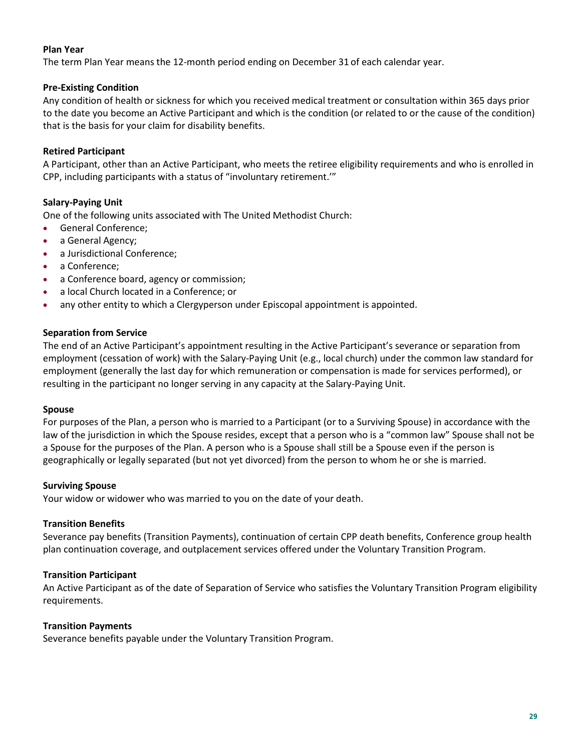**Plan Year**
The term Plan Year means the 12-month period ending on December 31 of each calendar year.

**Pre-Existing Condition**
Any condition of health or sickness for which you received medical treatment or consultation within 365 days prior to the date you become an Active Participant and which is the condition (or related to or the cause of the condition) that is the basis for your claim for disability benefits.

**Retired Participant**
A Participant, other than an Active Participant, who meets the retiree eligibility requirements and who is enrolled in CPP, including participants with a status of "involuntary retirement.'"

**Salary-Paying Unit**
One of the following units associated with The United Methodist Church:

- General Conference;
- a General Agency;
- a Jurisdictional Conference;
- a Conference;
- a Conference board, agency or commission;
- a local Church located in a Conference; or
- any other entity to which a Clergyperson under Episcopal appointment is appointed.

**Separation from Service**
The end of an Active Participant's appointment resulting in the Active Participant's severance or separation from employment (cessation of work) with the Salary-Paying Unit (e.g., local church) under the common law standard for employment (generally the last day for which remuneration or compensation is made for services performed), or resulting in the participant no longer serving in any capacity at the Salary-Paying Unit.

**Spouse**
For purposes of the Plan, a person who is married to a Participant (or to a Surviving Spouse) in accordance with the law of the jurisdiction in which the Spouse resides, except that a person who is a "common law" Spouse shall not be a Spouse for the purposes of the Plan. A person who is a Spouse shall still be a Spouse even if the person is geographically or legally separated (but not yet divorced) from the person to whom he or she is married.

**Surviving Spouse**
Your widow or widower who was married to you on the date of your death.

**Transition Benefits**
Severance pay benefits (Transition Payments), continuation of certain CPP death benefits, Conference group health plan continuation coverage, and outplacement services offered under the Voluntary Transition Program.

**Transition Participant**
An Active Participant as of the date of Separation of Service who satisfies the Voluntary Transition Program eligibility requirements.

**Transition Payments**
Severance benefits payable under the Voluntary Transition Program.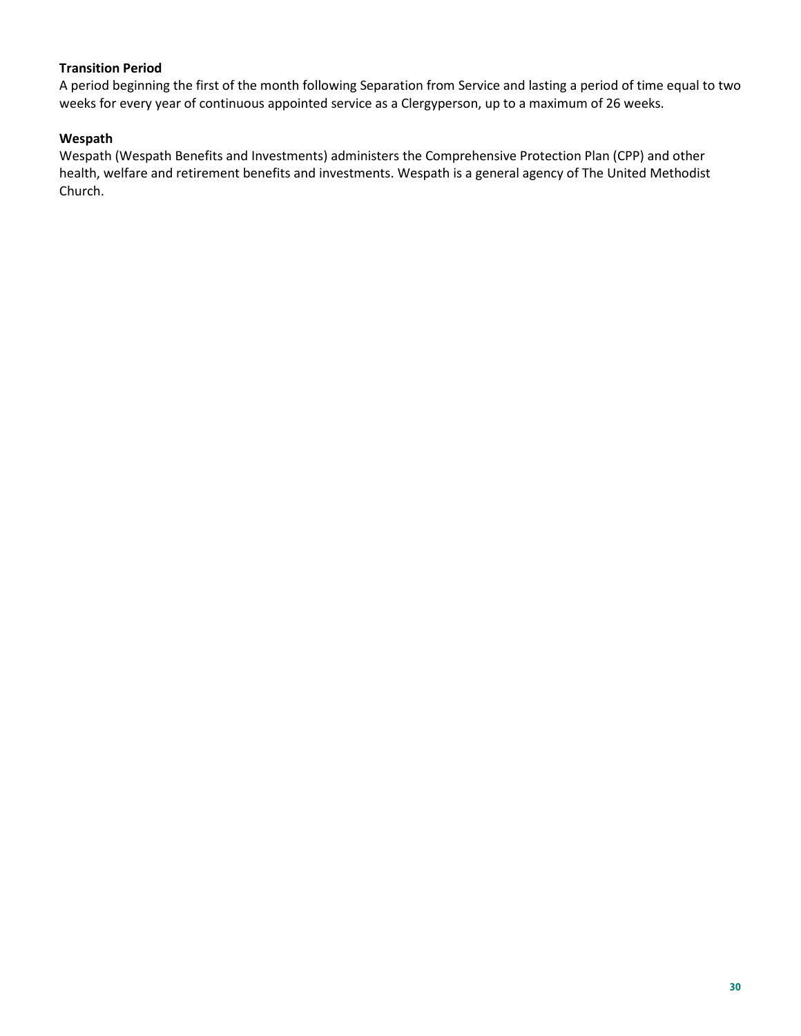**Transition Period**

A period beginning the first of the month following Separation from Service and lasting a period of time equal to two weeks for every year of continuous appointed service as a Clergyperson, up to a maximum of 26 weeks.

**Wespath**

Wespath (Wespath Benefits and Investments) administers the Comprehensive Protection Plan (CPP) and other health, welfare and retirement benefits and investments. Wespath is a general agency of The United Methodist Church.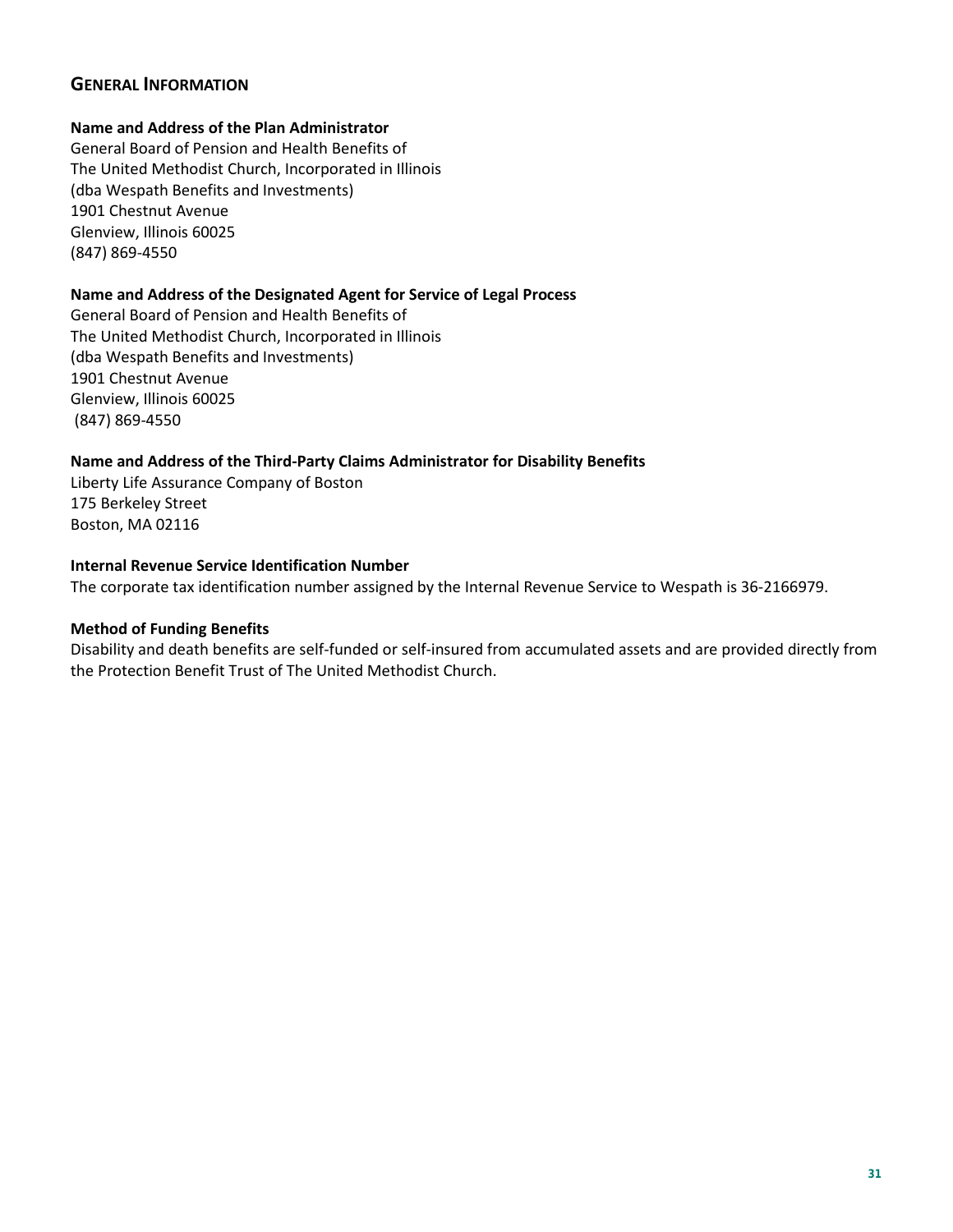## GENERAL INFORMATION

**Name and Address of the Plan Administrator**

General Board of Pension and Health Benefits of
The United Methodist Church, Incorporated in Illinois
(dba Wespath Benefits and Investments)
1901 Chestnut Avenue
Glenview, Illinois 60025
(847) 869-4550

**Name and Address of the Designated Agent for Service of Legal Process**

General Board of Pension and Health Benefits of
The United Methodist Church, Incorporated in Illinois
(dba Wespath Benefits and Investments)
1901 Chestnut Avenue
Glenview, Illinois 60025
(847) 869-4550

**Name and Address of the Third-Party Claims Administrator for Disability Benefits**

Liberty Life Assurance Company of Boston
175 Berkeley Street
Boston, MA 02116

**Internal Revenue Service Identification Number**

The corporate tax identification number assigned by the Internal Revenue Service to Wespath is 36-2166979.

**Method of Funding Benefits**

Disability and death benefits are self-funded or self-insured from accumulated assets and are provided directly from the Protection Benefit Trust of The United Methodist Church.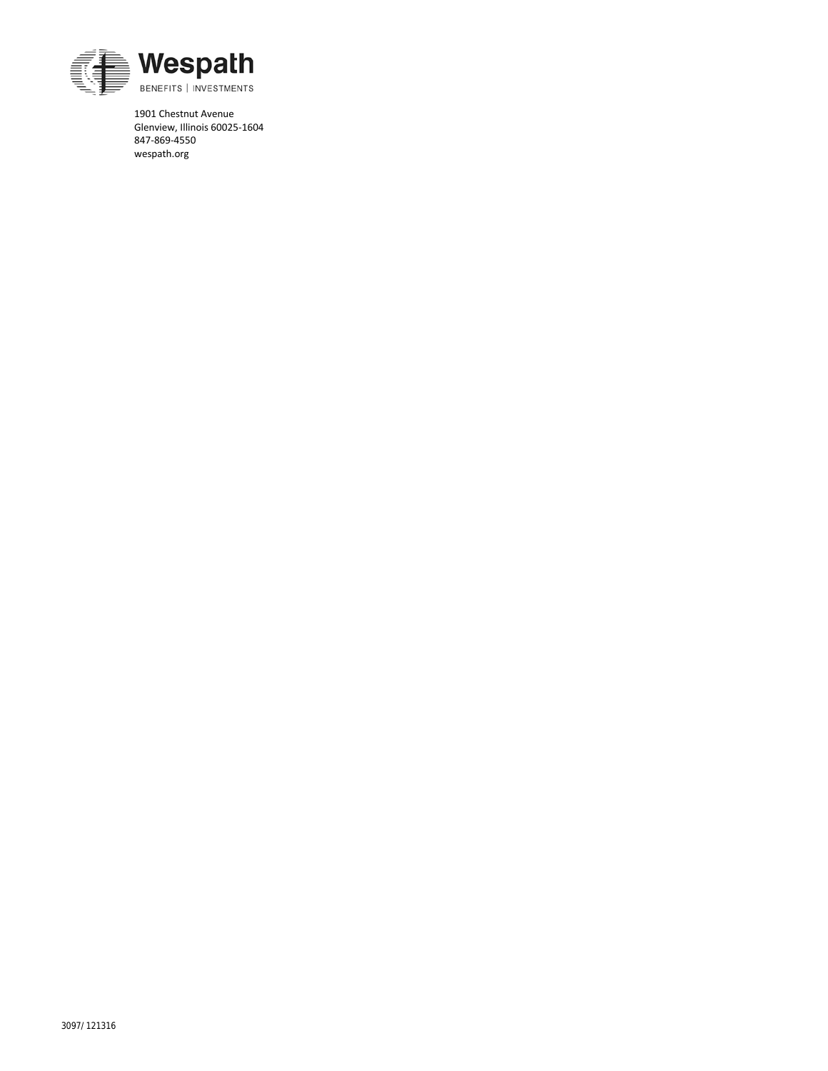**Wespath**

BENEFITS | INVESTMENTS

1901 Chestnut Avenue
Glenview, Illinois 60025-1604
847-869-4550
wespath.org

3097/ 121316